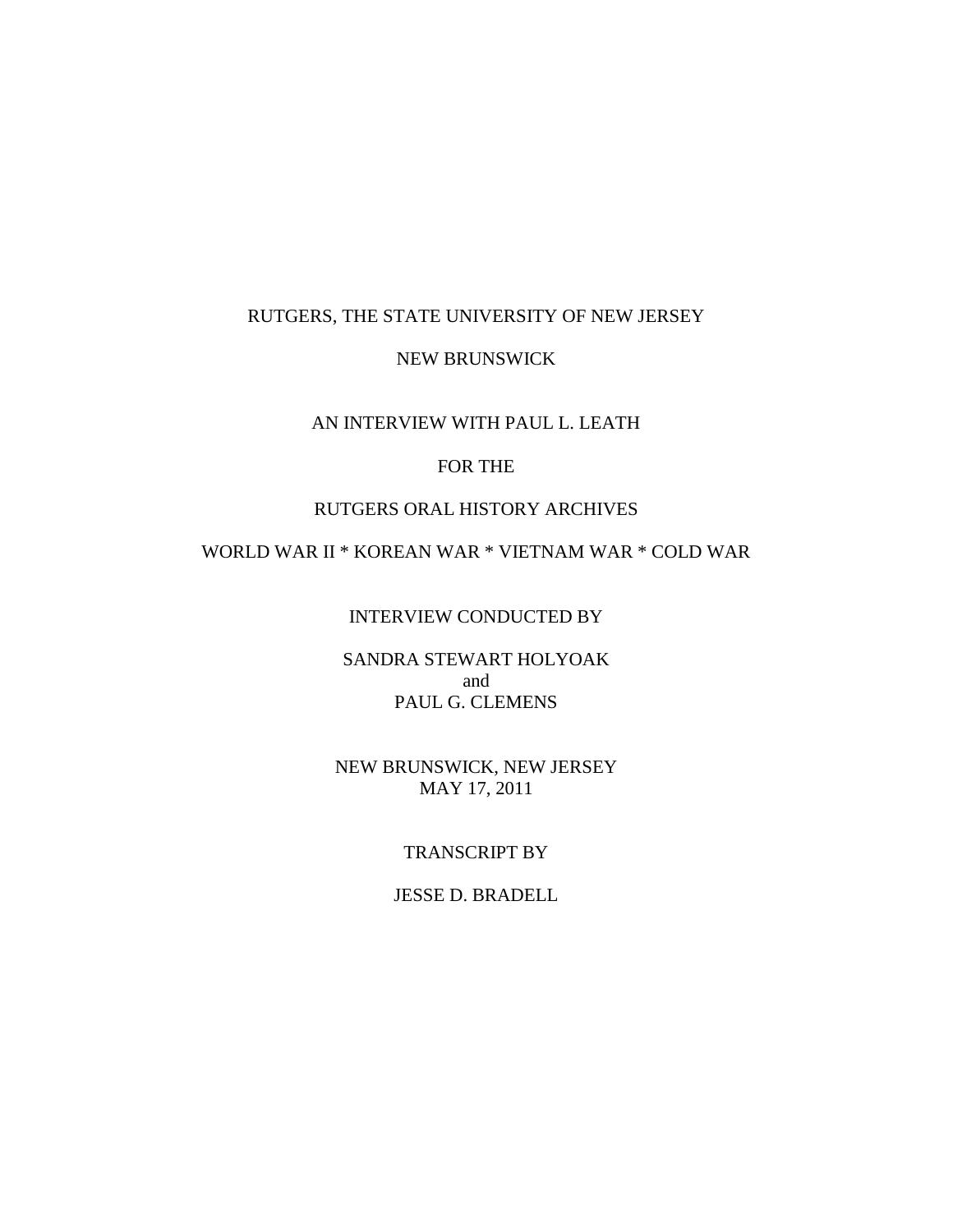RUTGERS, THE STATE UNIVERSITY OF NEW JERSEY

NEW BRUNSWICK

AN INTERVIEW WITH PAUL L. LEATH

FOR THE

RUTGERS ORAL HISTORY ARCHIVES

WORLD WAR II * KOREAN WAR * VIETNAM WAR * COLD WAR

INTERVIEW CONDUCTED BY

SANDRA STEWART HOLYOAK
and
PAUL G. CLEMENS

NEW BRUNSWICK, NEW JERSEY
MAY 17, 2011

TRANSCRIPT BY

JESSE D. BRADELL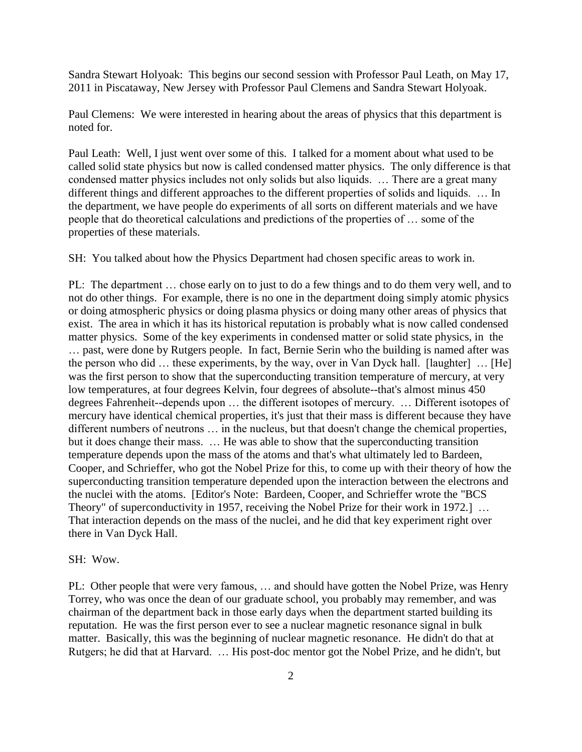Sandra Stewart Holyoak: This begins our second session with Professor Paul Leath, on May 17, 2011 in Piscataway, New Jersey with Professor Paul Clemens and Sandra Stewart Holyoak.

Paul Clemens: We were interested in hearing about the areas of physics that this department is noted for.

Paul Leath: Well, I just went over some of this. I talked for a moment about what used to be called solid state physics but now is called condensed matter physics. The only difference is that condensed matter physics includes not only solids but also liquids. … There are a great many different things and different approaches to the different properties of solids and liquids. … In the department, we have people do experiments of all sorts on different materials and we have people that do theoretical calculations and predictions of the properties of … some of the properties of these materials.

SH: You talked about how the Physics Department had chosen specific areas to work in.

PL: The department … chose early on to just to do a few things and to do them very well, and to not do other things. For example, there is no one in the department doing simply atomic physics or doing atmospheric physics or doing plasma physics or doing many other areas of physics that exist. The area in which it has its historical reputation is probably what is now called condensed matter physics. Some of the key experiments in condensed matter or solid state physics, in the … past, were done by Rutgers people. In fact, Bernie Serin who the building is named after was the person who did … these experiments, by the way, over in Van Dyck hall. [laughter] … [He] was the first person to show that the superconducting transition temperature of mercury, at very low temperatures, at four degrees Kelvin, four degrees of absolute--that's almost minus 450 degrees Fahrenheit--depends upon … the different isotopes of mercury. … Different isotopes of mercury have identical chemical properties, it's just that their mass is different because they have different numbers of neutrons … in the nucleus, but that doesn't change the chemical properties, but it does change their mass. … He was able to show that the superconducting transition temperature depends upon the mass of the atoms and that's what ultimately led to Bardeen, Cooper, and Schrieffer, who got the Nobel Prize for this, to come up with their theory of how the superconducting transition temperature depended upon the interaction between the electrons and the nuclei with the atoms. [Editor's Note: Bardeen, Cooper, and Schrieffer wrote the "BCS Theory" of superconductivity in 1957, receiving the Nobel Prize for their work in 1972.] … That interaction depends on the mass of the nuclei, and he did that key experiment right over there in Van Dyck Hall.

SH: Wow.

PL: Other people that were very famous, … and should have gotten the Nobel Prize, was Henry Torrey, who was once the dean of our graduate school, you probably may remember, and was chairman of the department back in those early days when the department started building its reputation. He was the first person ever to see a nuclear magnetic resonance signal in bulk matter. Basically, this was the beginning of nuclear magnetic resonance. He didn't do that at Rutgers; he did that at Harvard. … His post-doc mentor got the Nobel Prize, and he didn't, but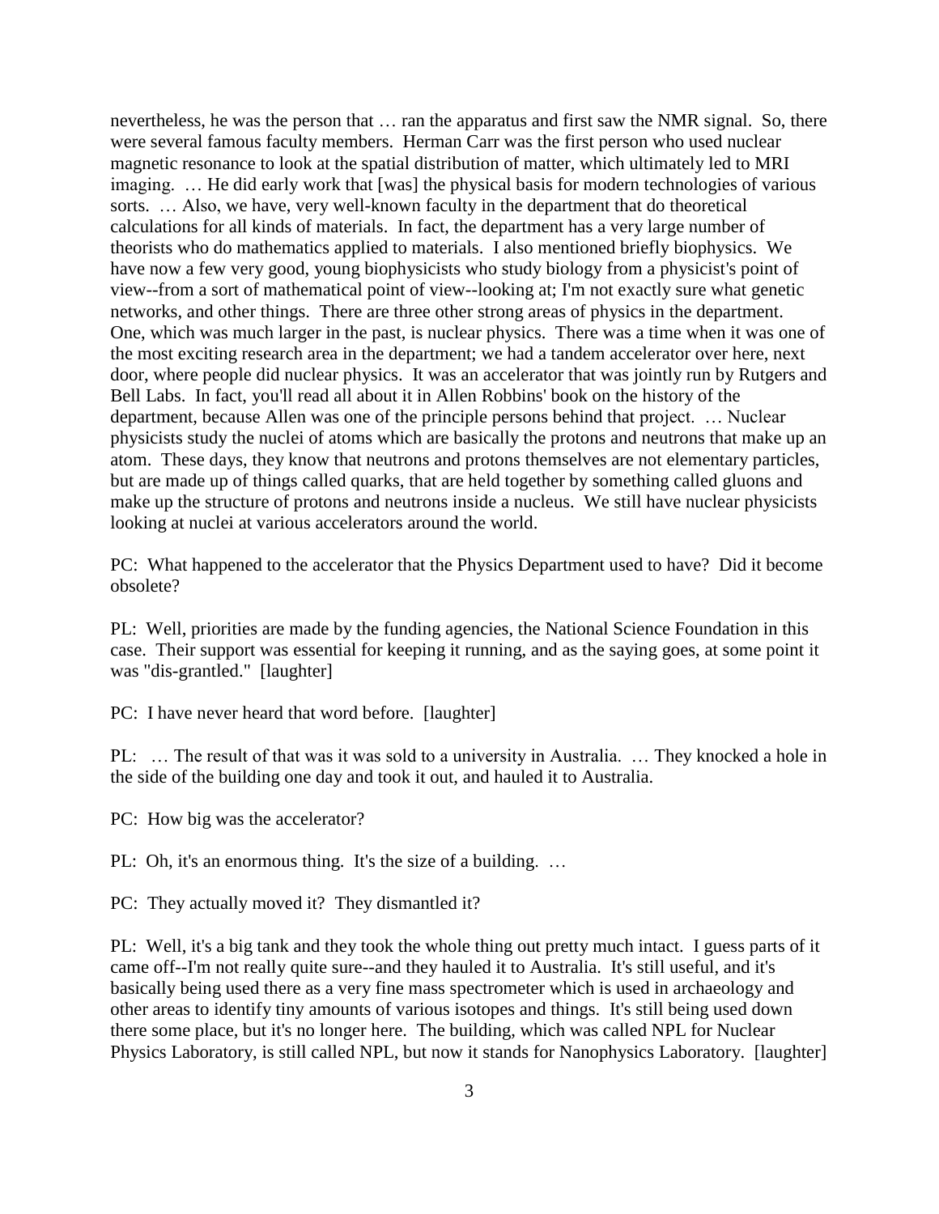nevertheless, he was the person that … ran the apparatus and first saw the NMR signal. So, there were several famous faculty members. Herman Carr was the first person who used nuclear magnetic resonance to look at the spatial distribution of matter, which ultimately led to MRI imaging. … He did early work that [was] the physical basis for modern technologies of various sorts. … Also, we have, very well-known faculty in the department that do theoretical calculations for all kinds of materials. In fact, the department has a very large number of theorists who do mathematics applied to materials. I also mentioned briefly biophysics. We have now a few very good, young biophysicists who study biology from a physicist's point of view--from a sort of mathematical point of view--looking at; I'm not exactly sure what genetic networks, and other things. There are three other strong areas of physics in the department. One, which was much larger in the past, is nuclear physics. There was a time when it was one of the most exciting research area in the department; we had a tandem accelerator over here, next door, where people did nuclear physics. It was an accelerator that was jointly run by Rutgers and Bell Labs. In fact, you'll read all about it in Allen Robbins' book on the history of the department, because Allen was one of the principle persons behind that project. … Nuclear physicists study the nuclei of atoms which are basically the protons and neutrons that make up an atom. These days, they know that neutrons and protons themselves are not elementary particles, but are made up of things called quarks, that are held together by something called gluons and make up the structure of protons and neutrons inside a nucleus. We still have nuclear physicists looking at nuclei at various accelerators around the world.

PC: What happened to the accelerator that the Physics Department used to have? Did it become obsolete?

PL: Well, priorities are made by the funding agencies, the National Science Foundation in this case. Their support was essential for keeping it running, and as the saying goes, at some point it was "dis-grantled." [laughter]

PC: I have never heard that word before. [laughter]

PL: … The result of that was it was sold to a university in Australia. … They knocked a hole in the side of the building one day and took it out, and hauled it to Australia.

PC: How big was the accelerator?

PL: Oh, it's an enormous thing. It's the size of a building. …

PC: They actually moved it? They dismantled it?

PL: Well, it's a big tank and they took the whole thing out pretty much intact. I guess parts of it came off--I'm not really quite sure--and they hauled it to Australia. It's still useful, and it's basically being used there as a very fine mass spectrometer which is used in archaeology and other areas to identify tiny amounts of various isotopes and things. It's still being used down there some place, but it's no longer here. The building, which was called NPL for Nuclear Physics Laboratory, is still called NPL, but now it stands for Nanophysics Laboratory. [laughter]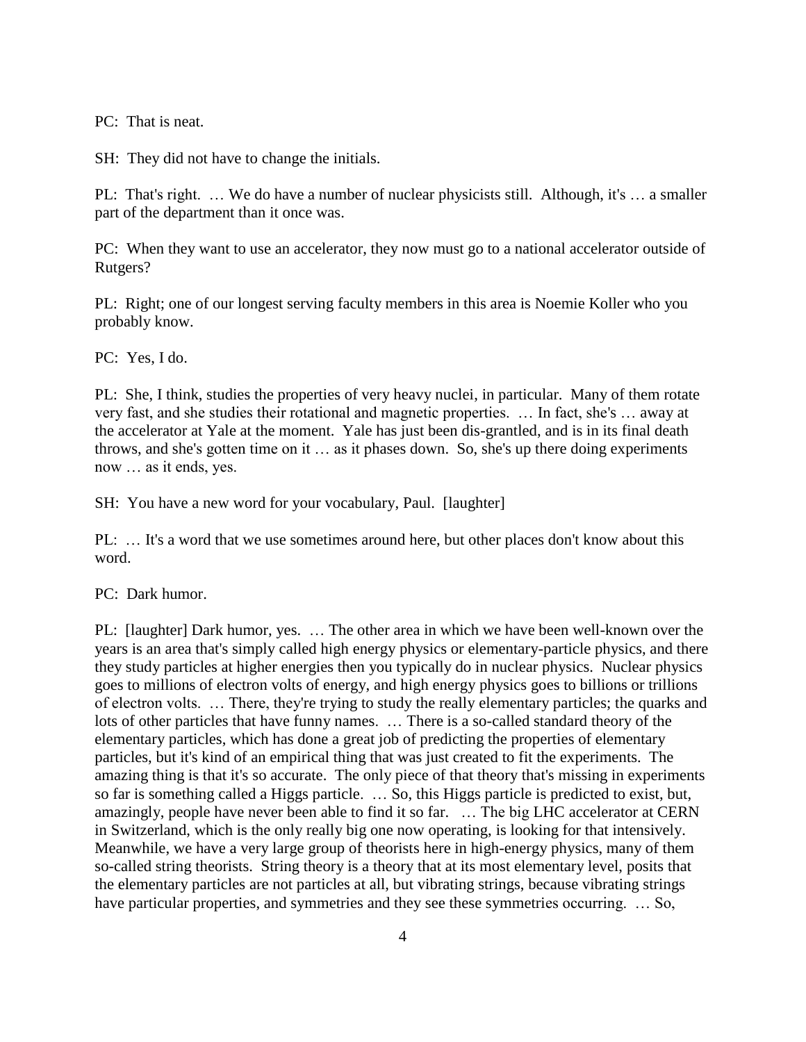PC: That is neat.

SH: They did not have to change the initials.

PL: That's right. … We do have a number of nuclear physicists still. Although, it's … a smaller part of the department than it once was.

PC: When they want to use an accelerator, they now must go to a national accelerator outside of Rutgers?

PL: Right; one of our longest serving faculty members in this area is Noemie Koller who you probably know.

PC: Yes, I do.

PL: She, I think, studies the properties of very heavy nuclei, in particular. Many of them rotate very fast, and she studies their rotational and magnetic properties. … In fact, she's … away at the accelerator at Yale at the moment. Yale has just been dis-grantled, and is in its final death throws, and she's gotten time on it … as it phases down. So, she's up there doing experiments now … as it ends, yes.

SH: You have a new word for your vocabulary, Paul. [laughter]

PL: … It's a word that we use sometimes around here, but other places don't know about this word.

PC: Dark humor.

PL: [laughter] Dark humor, yes. … The other area in which we have been well-known over the years is an area that's simply called high energy physics or elementary-particle physics, and there they study particles at higher energies then you typically do in nuclear physics. Nuclear physics goes to millions of electron volts of energy, and high energy physics goes to billions or trillions of electron volts. … There, they're trying to study the really elementary particles; the quarks and lots of other particles that have funny names. … There is a so-called standard theory of the elementary particles, which has done a great job of predicting the properties of elementary particles, but it's kind of an empirical thing that was just created to fit the experiments. The amazing thing is that it's so accurate. The only piece of that theory that's missing in experiments so far is something called a Higgs particle. … So, this Higgs particle is predicted to exist, but, amazingly, people have never been able to find it so far. … The big LHC accelerator at CERN in Switzerland, which is the only really big one now operating, is looking for that intensively. Meanwhile, we have a very large group of theorists here in high-energy physics, many of them so-called string theorists. String theory is a theory that at its most elementary level, posits that the elementary particles are not particles at all, but vibrating strings, because vibrating strings have particular properties, and symmetries and they see these symmetries occurring. … So,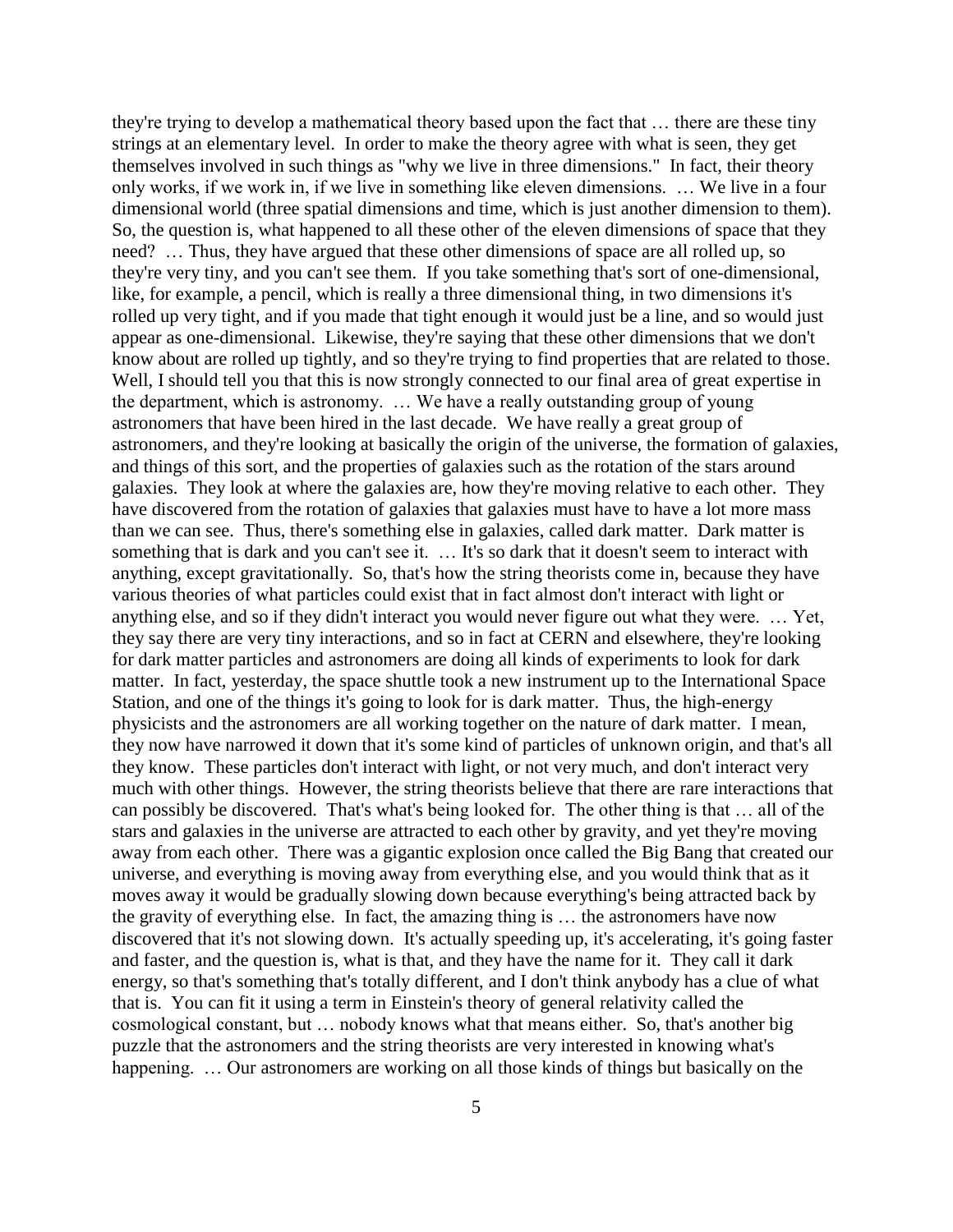they're trying to develop a mathematical theory based upon the fact that … there are these tiny strings at an elementary level. In order to make the theory agree with what is seen, they get themselves involved in such things as "why we live in three dimensions." In fact, their theory only works, if we work in, if we live in something like eleven dimensions. … We live in a four dimensional world (three spatial dimensions and time, which is just another dimension to them). So, the question is, what happened to all these other of the eleven dimensions of space that they need? … Thus, they have argued that these other dimensions of space are all rolled up, so they're very tiny, and you can't see them. If you take something that's sort of one-dimensional, like, for example, a pencil, which is really a three dimensional thing, in two dimensions it's rolled up very tight, and if you made that tight enough it would just be a line, and so would just appear as one-dimensional. Likewise, they're saying that these other dimensions that we don't know about are rolled up tightly, and so they're trying to find properties that are related to those. Well, I should tell you that this is now strongly connected to our final area of great expertise in the department, which is astronomy. … We have a really outstanding group of young astronomers that have been hired in the last decade. We have really a great group of astronomers, and they're looking at basically the origin of the universe, the formation of galaxies, and things of this sort, and the properties of galaxies such as the rotation of the stars around galaxies. They look at where the galaxies are, how they're moving relative to each other. They have discovered from the rotation of galaxies that galaxies must have to have a lot more mass than we can see. Thus, there's something else in galaxies, called dark matter. Dark matter is something that is dark and you can't see it. … It's so dark that it doesn't seem to interact with anything, except gravitationally. So, that's how the string theorists come in, because they have various theories of what particles could exist that in fact almost don't interact with light or anything else, and so if they didn't interact you would never figure out what they were. … Yet, they say there are very tiny interactions, and so in fact at CERN and elsewhere, they're looking for dark matter particles and astronomers are doing all kinds of experiments to look for dark matter. In fact, yesterday, the space shuttle took a new instrument up to the International Space Station, and one of the things it's going to look for is dark matter. Thus, the high-energy physicists and the astronomers are all working together on the nature of dark matter. I mean, they now have narrowed it down that it's some kind of particles of unknown origin, and that's all they know. These particles don't interact with light, or not very much, and don't interact very much with other things. However, the string theorists believe that there are rare interactions that can possibly be discovered. That's what's being looked for. The other thing is that … all of the stars and galaxies in the universe are attracted to each other by gravity, and yet they're moving away from each other. There was a gigantic explosion once called the Big Bang that created our universe, and everything is moving away from everything else, and you would think that as it moves away it would be gradually slowing down because everything's being attracted back by the gravity of everything else. In fact, the amazing thing is … the astronomers have now discovered that it's not slowing down. It's actually speeding up, it's accelerating, it's going faster and faster, and the question is, what is that, and they have the name for it. They call it dark energy, so that's something that's totally different, and I don't think anybody has a clue of what that is. You can fit it using a term in Einstein's theory of general relativity called the cosmological constant, but … nobody knows what that means either. So, that's another big puzzle that the astronomers and the string theorists are very interested in knowing what's happening. … Our astronomers are working on all those kinds of things but basically on the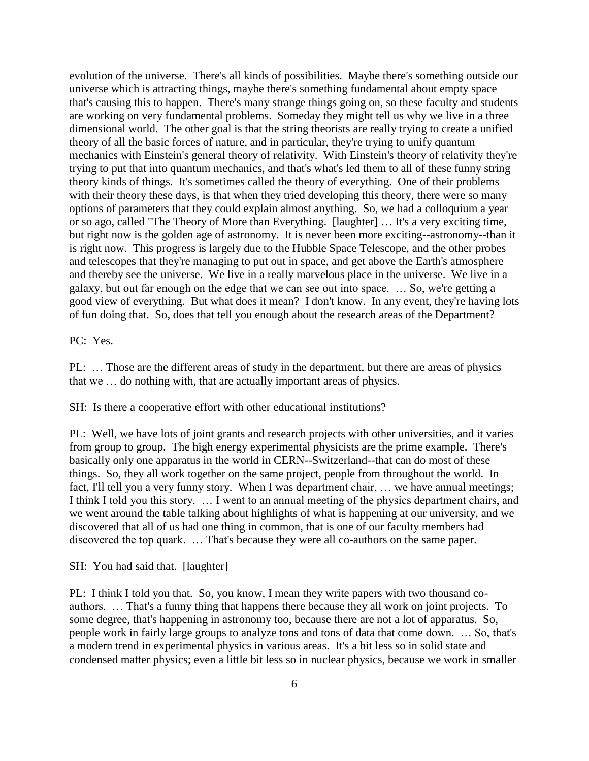evolution of the universe. There's all kinds of possibilities. Maybe there's something outside our universe which is attracting things, maybe there's something fundamental about empty space that's causing this to happen. There's many strange things going on, so these faculty and students are working on very fundamental problems. Someday they might tell us why we live in a three dimensional world. The other goal is that the string theorists are really trying to create a unified theory of all the basic forces of nature, and in particular, they're trying to unify quantum mechanics with Einstein's general theory of relativity. With Einstein's theory of relativity they're trying to put that into quantum mechanics, and that's what's led them to all of these funny string theory kinds of things. It's sometimes called the theory of everything. One of their problems with their theory these days, is that when they tried developing this theory, there were so many options of parameters that they could explain almost anything. So, we had a colloquium a year or so ago, called "The Theory of More than Everything. [laughter] … It's a very exciting time, but right now is the golden age of astronomy. It is never been more exciting--astronomy--than it is right now. This progress is largely due to the Hubble Space Telescope, and the other probes and telescopes that they're managing to put out in space, and get above the Earth's atmosphere and thereby see the universe. We live in a really marvelous place in the universe. We live in a galaxy, but out far enough on the edge that we can see out into space. … So, we're getting a good view of everything. But what does it mean? I don't know. In any event, they're having lots of fun doing that. So, does that tell you enough about the research areas of the Department?

PC: Yes.

PL: … Those are the different areas of study in the department, but there are areas of physics that we … do nothing with, that are actually important areas of physics.

SH: Is there a cooperative effort with other educational institutions?

PL: Well, we have lots of joint grants and research projects with other universities, and it varies from group to group. The high energy experimental physicists are the prime example. There's basically only one apparatus in the world in CERN--Switzerland--that can do most of these things. So, they all work together on the same project, people from throughout the world. In fact, I'll tell you a very funny story. When I was department chair, … we have annual meetings; I think I told you this story. … I went to an annual meeting of the physics department chairs, and we went around the table talking about highlights of what is happening at our university, and we discovered that all of us had one thing in common, that is one of our faculty members had discovered the top quark. … That's because they were all co-authors on the same paper.

SH: You had said that. [laughter]

PL: I think I told you that. So, you know, I mean they write papers with two thousand co-authors. … That's a funny thing that happens there because they all work on joint projects. To some degree, that's happening in astronomy too, because there are not a lot of apparatus. So, people work in fairly large groups to analyze tons and tons of data that come down. … So, that's a modern trend in experimental physics in various areas. It's a bit less so in solid state and condensed matter physics; even a little bit less so in nuclear physics, because we work in smaller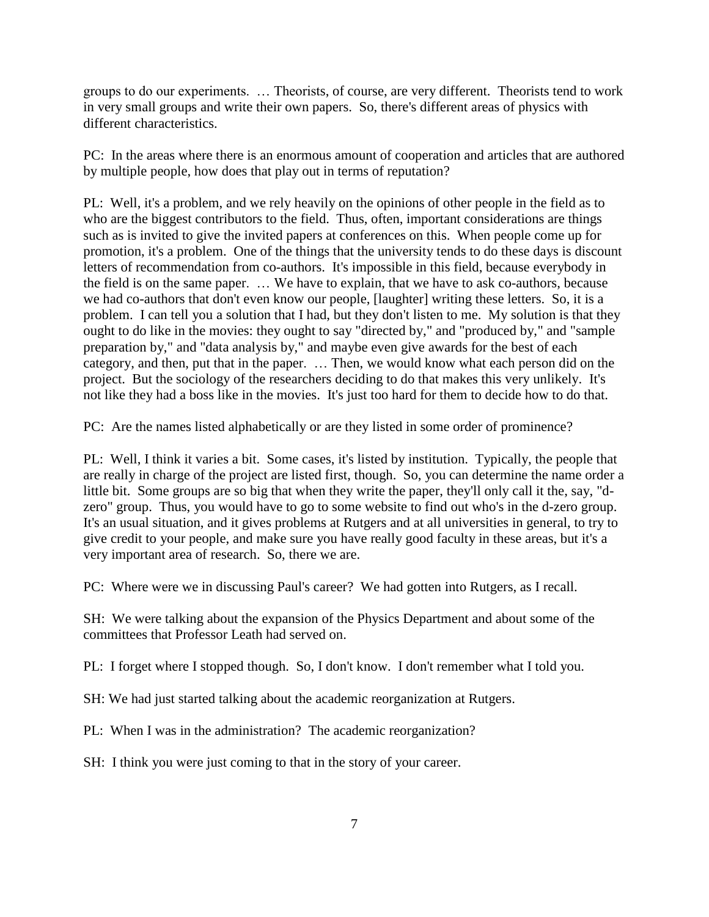groups to do our experiments. … Theorists, of course, are very different. Theorists tend to work in very small groups and write their own papers. So, there's different areas of physics with different characteristics.

PC: In the areas where there is an enormous amount of cooperation and articles that are authored by multiple people, how does that play out in terms of reputation?

PL: Well, it's a problem, and we rely heavily on the opinions of other people in the field as to who are the biggest contributors to the field. Thus, often, important considerations are things such as is invited to give the invited papers at conferences on this. When people come up for promotion, it's a problem. One of the things that the university tends to do these days is discount letters of recommendation from co-authors. It's impossible in this field, because everybody in the field is on the same paper. … We have to explain, that we have to ask co-authors, because we had co-authors that don't even know our people, [laughter] writing these letters. So, it is a problem. I can tell you a solution that I had, but they don't listen to me. My solution is that they ought to do like in the movies: they ought to say "directed by," and "produced by," and "sample preparation by," and "data analysis by," and maybe even give awards for the best of each category, and then, put that in the paper. … Then, we would know what each person did on the project. But the sociology of the researchers deciding to do that makes this very unlikely. It's not like they had a boss like in the movies. It's just too hard for them to decide how to do that.

PC: Are the names listed alphabetically or are they listed in some order of prominence?

PL: Well, I think it varies a bit. Some cases, it's listed by institution. Typically, the people that are really in charge of the project are listed first, though. So, you can determine the name order a little bit. Some groups are so big that when they write the paper, they'll only call it the, say, "d-zero" group. Thus, you would have to go to some website to find out who's in the d-zero group. It's an usual situation, and it gives problems at Rutgers and at all universities in general, to try to give credit to your people, and make sure you have really good faculty in these areas, but it's a very important area of research. So, there we are.

PC: Where were we in discussing Paul's career? We had gotten into Rutgers, as I recall.

SH: We were talking about the expansion of the Physics Department and about some of the committees that Professor Leath had served on.

PL: I forget where I stopped though. So, I don't know. I don't remember what I told you.

SH: We had just started talking about the academic reorganization at Rutgers.

PL: When I was in the administration? The academic reorganization?

SH: I think you were just coming to that in the story of your career.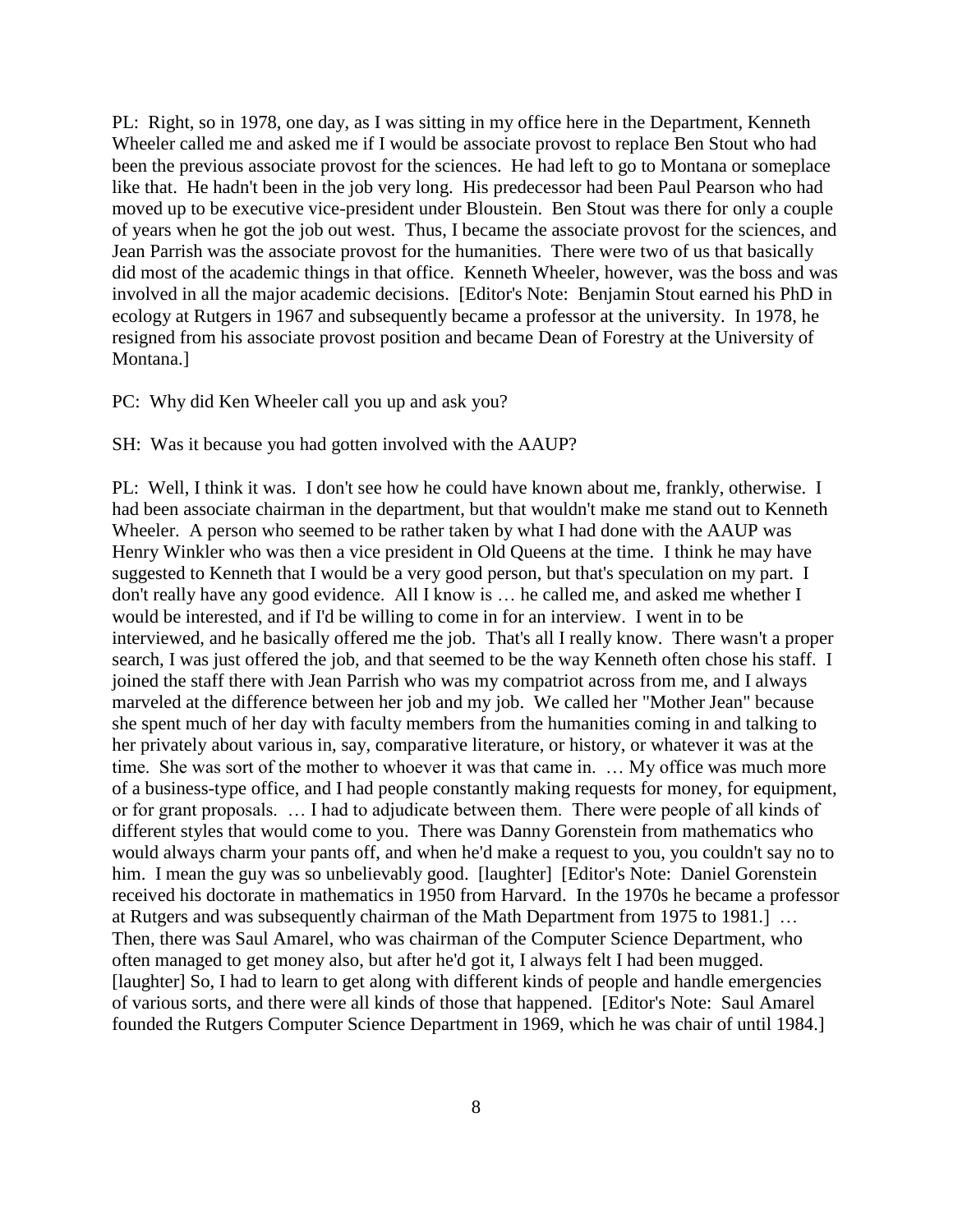PL: Right, so in 1978, one day, as I was sitting in my office here in the Department, Kenneth Wheeler called me and asked me if I would be associate provost to replace Ben Stout who had been the previous associate provost for the sciences. He had left to go to Montana or someplace like that. He hadn't been in the job very long. His predecessor had been Paul Pearson who had moved up to be executive vice-president under Bloustein. Ben Stout was there for only a couple of years when he got the job out west. Thus, I became the associate provost for the sciences, and Jean Parrish was the associate provost for the humanities. There were two of us that basically did most of the academic things in that office. Kenneth Wheeler, however, was the boss and was involved in all the major academic decisions. [Editor's Note: Benjamin Stout earned his PhD in ecology at Rutgers in 1967 and subsequently became a professor at the university. In 1978, he resigned from his associate provost position and became Dean of Forestry at the University of Montana.]

PC: Why did Ken Wheeler call you up and ask you?

SH: Was it because you had gotten involved with the AAUP?

PL: Well, I think it was. I don't see how he could have known about me, frankly, otherwise. I had been associate chairman in the department, but that wouldn't make me stand out to Kenneth Wheeler. A person who seemed to be rather taken by what I had done with the AAUP was Henry Winkler who was then a vice president in Old Queens at the time. I think he may have suggested to Kenneth that I would be a very good person, but that's speculation on my part. I don't really have any good evidence. All I know is … he called me, and asked me whether I would be interested, and if I'd be willing to come in for an interview. I went in to be interviewed, and he basically offered me the job. That's all I really know. There wasn't a proper search, I was just offered the job, and that seemed to be the way Kenneth often chose his staff. I joined the staff there with Jean Parrish who was my compatriot across from me, and I always marveled at the difference between her job and my job. We called her "Mother Jean" because she spent much of her day with faculty members from the humanities coming in and talking to her privately about various in, say, comparative literature, or history, or whatever it was at the time. She was sort of the mother to whoever it was that came in. … My office was much more of a business-type office, and I had people constantly making requests for money, for equipment, or for grant proposals. … I had to adjudicate between them. There were people of all kinds of different styles that would come to you. There was Danny Gorenstein from mathematics who would always charm your pants off, and when he'd make a request to you, you couldn't say no to him. I mean the guy was so unbelievably good. [laughter] [Editor's Note: Daniel Gorenstein received his doctorate in mathematics in 1950 from Harvard. In the 1970s he became a professor at Rutgers and was subsequently chairman of the Math Department from 1975 to 1981.] … Then, there was Saul Amarel, who was chairman of the Computer Science Department, who often managed to get money also, but after he'd got it, I always felt I had been mugged. [laughter] So, I had to learn to get along with different kinds of people and handle emergencies of various sorts, and there were all kinds of those that happened. [Editor's Note: Saul Amarel founded the Rutgers Computer Science Department in 1969, which he was chair of until 1984.]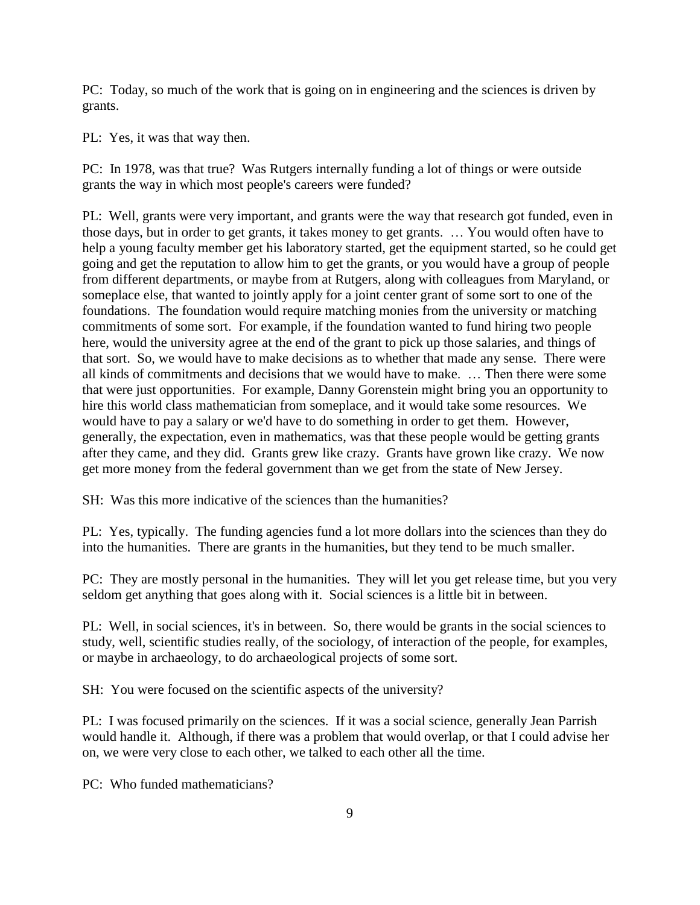PC: Today, so much of the work that is going on in engineering and the sciences is driven by grants.

PL: Yes, it was that way then.

PC: In 1978, was that true? Was Rutgers internally funding a lot of things or were outside grants the way in which most people's careers were funded?

PL: Well, grants were very important, and grants were the way that research got funded, even in those days, but in order to get grants, it takes money to get grants. … You would often have to help a young faculty member get his laboratory started, get the equipment started, so he could get going and get the reputation to allow him to get the grants, or you would have a group of people from different departments, or maybe from at Rutgers, along with colleagues from Maryland, or someplace else, that wanted to jointly apply for a joint center grant of some sort to one of the foundations. The foundation would require matching monies from the university or matching commitments of some sort. For example, if the foundation wanted to fund hiring two people here, would the university agree at the end of the grant to pick up those salaries, and things of that sort. So, we would have to make decisions as to whether that made any sense. There were all kinds of commitments and decisions that we would have to make. … Then there were some that were just opportunities. For example, Danny Gorenstein might bring you an opportunity to hire this world class mathematician from someplace, and it would take some resources. We would have to pay a salary or we'd have to do something in order to get them. However, generally, the expectation, even in mathematics, was that these people would be getting grants after they came, and they did. Grants grew like crazy. Grants have grown like crazy. We now get more money from the federal government than we get from the state of New Jersey.

SH: Was this more indicative of the sciences than the humanities?

PL: Yes, typically. The funding agencies fund a lot more dollars into the sciences than they do into the humanities. There are grants in the humanities, but they tend to be much smaller.

PC: They are mostly personal in the humanities. They will let you get release time, but you very seldom get anything that goes along with it. Social sciences is a little bit in between.

PL: Well, in social sciences, it's in between. So, there would be grants in the social sciences to study, well, scientific studies really, of the sociology, of interaction of the people, for examples, or maybe in archaeology, to do archaeological projects of some sort.

SH: You were focused on the scientific aspects of the university?

PL: I was focused primarily on the sciences. If it was a social science, generally Jean Parrish would handle it. Although, if there was a problem that would overlap, or that I could advise her on, we were very close to each other, we talked to each other all the time.

PC: Who funded mathematicians?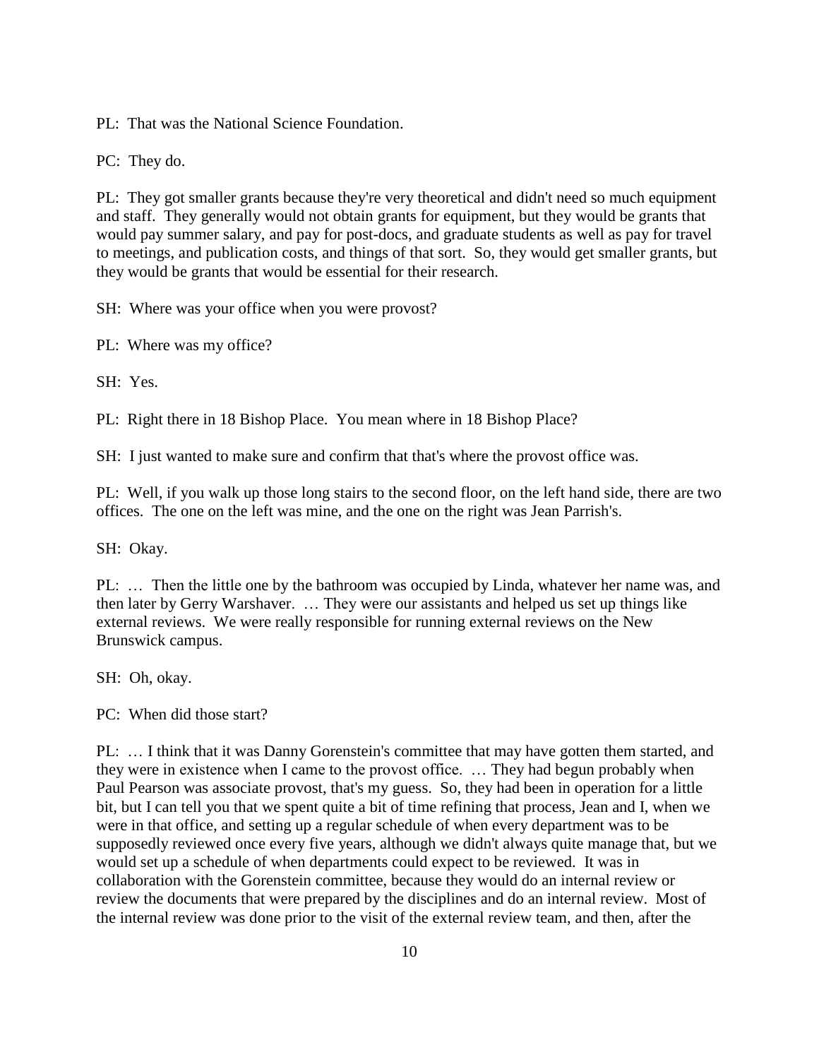PL: That was the National Science Foundation.

PC: They do.

PL: They got smaller grants because they're very theoretical and didn't need so much equipment and staff. They generally would not obtain grants for equipment, but they would be grants that would pay summer salary, and pay for post-docs, and graduate students as well as pay for travel to meetings, and publication costs, and things of that sort. So, they would get smaller grants, but they would be grants that would be essential for their research.

SH: Where was your office when you were provost?

PL: Where was my office?

SH: Yes.

PL: Right there in 18 Bishop Place. You mean where in 18 Bishop Place?

SH: I just wanted to make sure and confirm that that's where the provost office was.

PL: Well, if you walk up those long stairs to the second floor, on the left hand side, there are two offices. The one on the left was mine, and the one on the right was Jean Parrish's.

SH: Okay.

PL: … Then the little one by the bathroom was occupied by Linda, whatever her name was, and then later by Gerry Warshaver. … They were our assistants and helped us set up things like external reviews. We were really responsible for running external reviews on the New Brunswick campus.

SH: Oh, okay.

PC: When did those start?

PL: … I think that it was Danny Gorenstein's committee that may have gotten them started, and they were in existence when I came to the provost office. … They had begun probably when Paul Pearson was associate provost, that's my guess. So, they had been in operation for a little bit, but I can tell you that we spent quite a bit of time refining that process, Jean and I, when we were in that office, and setting up a regular schedule of when every department was to be supposedly reviewed once every five years, although we didn't always quite manage that, but we would set up a schedule of when departments could expect to be reviewed. It was in collaboration with the Gorenstein committee, because they would do an internal review or review the documents that were prepared by the disciplines and do an internal review. Most of the internal review was done prior to the visit of the external review team, and then, after the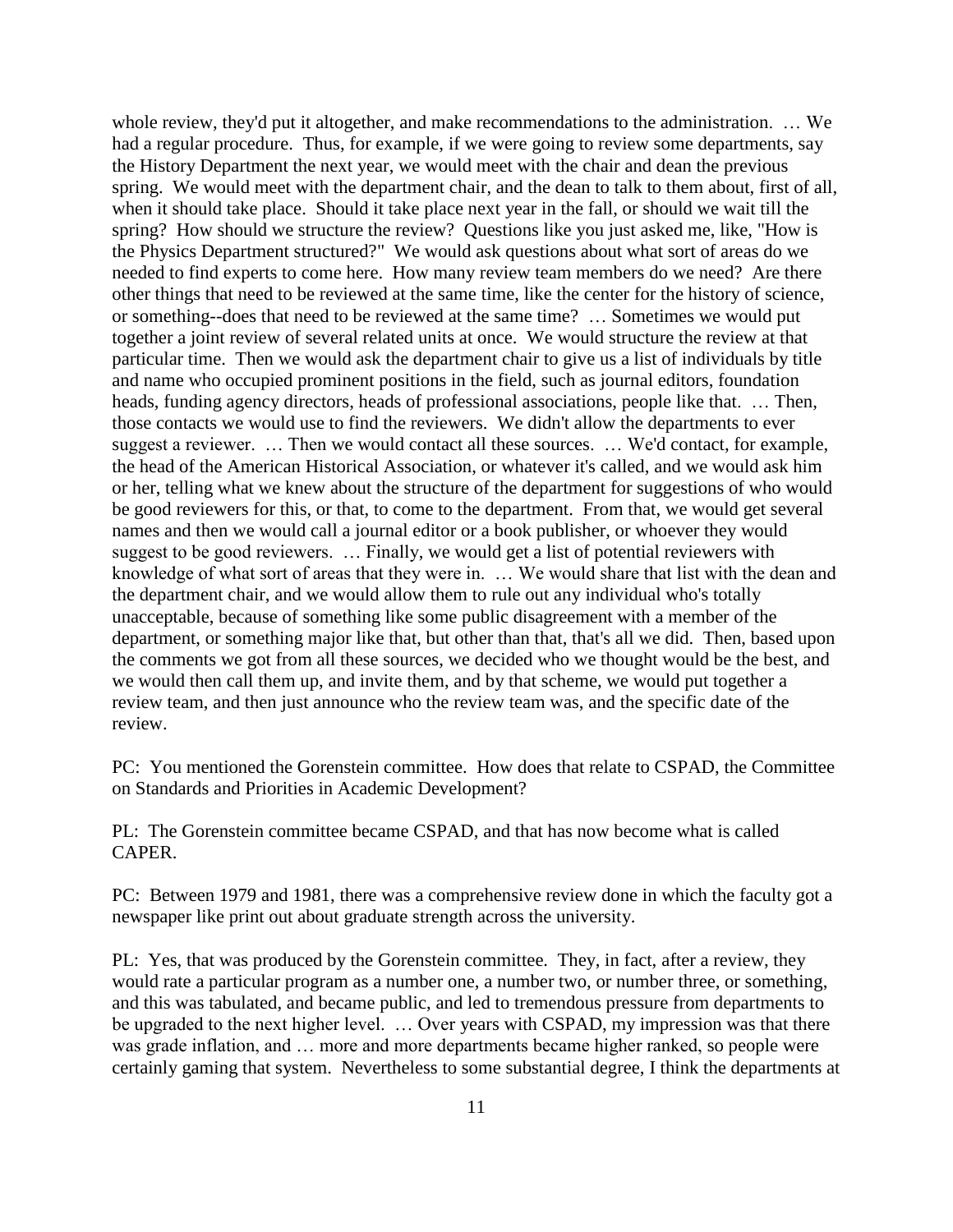whole review, they'd put it altogether, and make recommendations to the administration. … We had a regular procedure. Thus, for example, if we were going to review some departments, say the History Department the next year, we would meet with the chair and dean the previous spring. We would meet with the department chair, and the dean to talk to them about, first of all, when it should take place. Should it take place next year in the fall, or should we wait till the spring? How should we structure the review? Questions like you just asked me, like, "How is the Physics Department structured?" We would ask questions about what sort of areas do we needed to find experts to come here. How many review team members do we need? Are there other things that need to be reviewed at the same time, like the center for the history of science, or something--does that need to be reviewed at the same time? … Sometimes we would put together a joint review of several related units at once. We would structure the review at that particular time. Then we would ask the department chair to give us a list of individuals by title and name who occupied prominent positions in the field, such as journal editors, foundation heads, funding agency directors, heads of professional associations, people like that. … Then, those contacts we would use to find the reviewers. We didn't allow the departments to ever suggest a reviewer. … Then we would contact all these sources. … We'd contact, for example, the head of the American Historical Association, or whatever it's called, and we would ask him or her, telling what we knew about the structure of the department for suggestions of who would be good reviewers for this, or that, to come to the department. From that, we would get several names and then we would call a journal editor or a book publisher, or whoever they would suggest to be good reviewers. … Finally, we would get a list of potential reviewers with knowledge of what sort of areas that they were in. … We would share that list with the dean and the department chair, and we would allow them to rule out any individual who's totally unacceptable, because of something like some public disagreement with a member of the department, or something major like that, but other than that, that's all we did. Then, based upon the comments we got from all these sources, we decided who we thought would be the best, and we would then call them up, and invite them, and by that scheme, we would put together a review team, and then just announce who the review team was, and the specific date of the review.

PC: You mentioned the Gorenstein committee. How does that relate to CSPAD, the Committee on Standards and Priorities in Academic Development?

PL: The Gorenstein committee became CSPAD, and that has now become what is called CAPER.

PC: Between 1979 and 1981, there was a comprehensive review done in which the faculty got a newspaper like print out about graduate strength across the university.

PL: Yes, that was produced by the Gorenstein committee. They, in fact, after a review, they would rate a particular program as a number one, a number two, or number three, or something, and this was tabulated, and became public, and led to tremendous pressure from departments to be upgraded to the next higher level. … Over years with CSPAD, my impression was that there was grade inflation, and … more and more departments became higher ranked, so people were certainly gaming that system. Nevertheless to some substantial degree, I think the departments at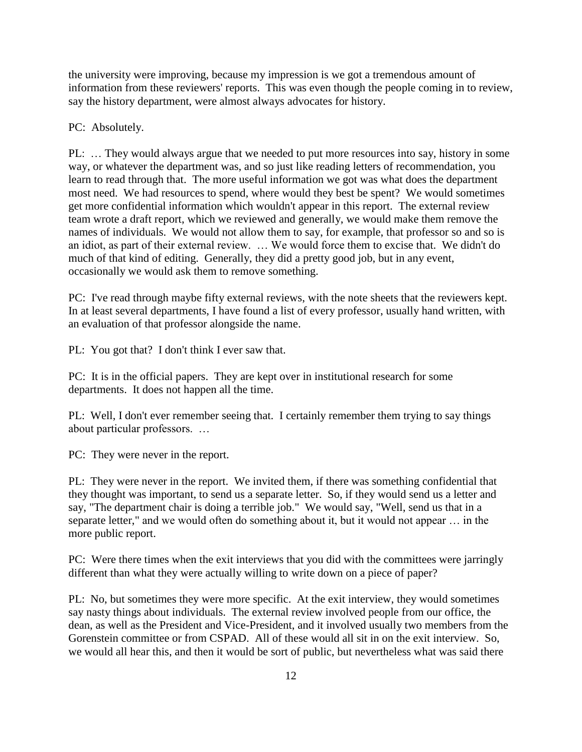the university were improving, because my impression is we got a tremendous amount of information from these reviewers' reports. This was even though the people coming in to review, say the history department, were almost always advocates for history.

PC: Absolutely.

PL: … They would always argue that we needed to put more resources into say, history in some way, or whatever the department was, and so just like reading letters of recommendation, you learn to read through that. The more useful information we got was what does the department most need. We had resources to spend, where would they best be spent? We would sometimes get more confidential information which wouldn't appear in this report. The external review team wrote a draft report, which we reviewed and generally, we would make them remove the names of individuals. We would not allow them to say, for example, that professor so and so is an idiot, as part of their external review. … We would force them to excise that. We didn't do much of that kind of editing. Generally, they did a pretty good job, but in any event, occasionally we would ask them to remove something.

PC: I've read through maybe fifty external reviews, with the note sheets that the reviewers kept. In at least several departments, I have found a list of every professor, usually hand written, with an evaluation of that professor alongside the name.

PL: You got that? I don't think I ever saw that.

PC: It is in the official papers. They are kept over in institutional research for some departments. It does not happen all the time.

PL: Well, I don't ever remember seeing that. I certainly remember them trying to say things about particular professors. …

PC: They were never in the report.

PL: They were never in the report. We invited them, if there was something confidential that they thought was important, to send us a separate letter. So, if they would send us a letter and say, "The department chair is doing a terrible job." We would say, "Well, send us that in a separate letter," and we would often do something about it, but it would not appear … in the more public report.

PC: Were there times when the exit interviews that you did with the committees were jarringly different than what they were actually willing to write down on a piece of paper?

PL: No, but sometimes they were more specific. At the exit interview, they would sometimes say nasty things about individuals. The external review involved people from our office, the dean, as well as the President and Vice-President, and it involved usually two members from the Gorenstein committee or from CSPAD. All of these would all sit in on the exit interview. So, we would all hear this, and then it would be sort of public, but nevertheless what was said there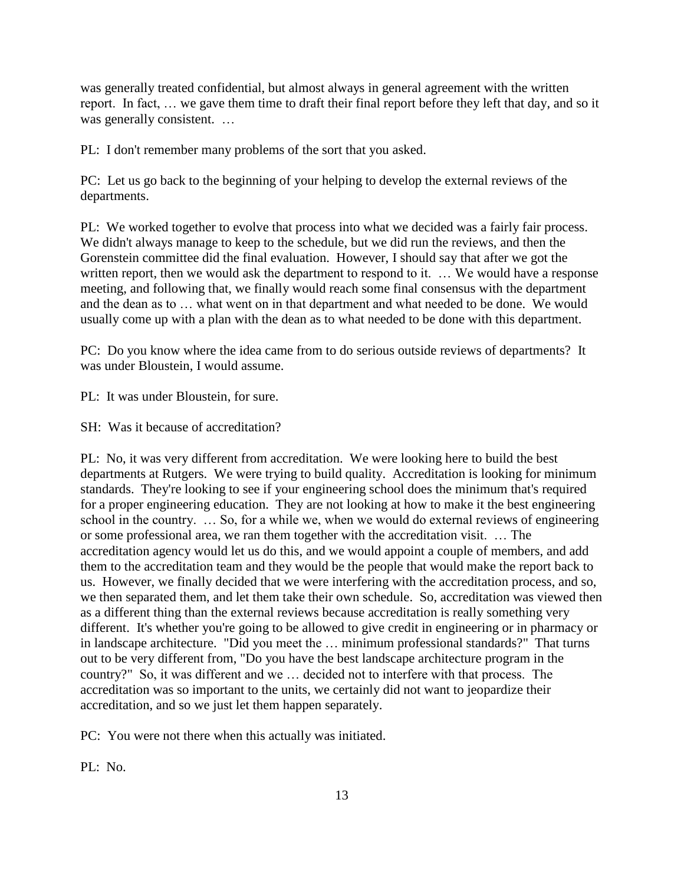was generally treated confidential, but almost always in general agreement with the written report. In fact, … we gave them time to draft their final report before they left that day, and so it was generally consistent. …

PL: I don't remember many problems of the sort that you asked.

PC: Let us go back to the beginning of your helping to develop the external reviews of the departments.

PL: We worked together to evolve that process into what we decided was a fairly fair process. We didn't always manage to keep to the schedule, but we did run the reviews, and then the Gorenstein committee did the final evaluation. However, I should say that after we got the written report, then we would ask the department to respond to it. … We would have a response meeting, and following that, we finally would reach some final consensus with the department and the dean as to … what went on in that department and what needed to be done. We would usually come up with a plan with the dean as to what needed to be done with this department.

PC: Do you know where the idea came from to do serious outside reviews of departments? It was under Bloustein, I would assume.

PL: It was under Bloustein, for sure.

SH: Was it because of accreditation?

PL: No, it was very different from accreditation. We were looking here to build the best departments at Rutgers. We were trying to build quality. Accreditation is looking for minimum standards. They're looking to see if your engineering school does the minimum that's required for a proper engineering education. They are not looking at how to make it the best engineering school in the country. … So, for a while we, when we would do external reviews of engineering or some professional area, we ran them together with the accreditation visit. … The accreditation agency would let us do this, and we would appoint a couple of members, and add them to the accreditation team and they would be the people that would make the report back to us. However, we finally decided that we were interfering with the accreditation process, and so, we then separated them, and let them take their own schedule. So, accreditation was viewed then as a different thing than the external reviews because accreditation is really something very different. It's whether you're going to be allowed to give credit in engineering or in pharmacy or in landscape architecture. "Did you meet the … minimum professional standards?" That turns out to be very different from, "Do you have the best landscape architecture program in the country?" So, it was different and we … decided not to interfere with that process. The accreditation was so important to the units, we certainly did not want to jeopardize their accreditation, and so we just let them happen separately.

PC: You were not there when this actually was initiated.

PL: No.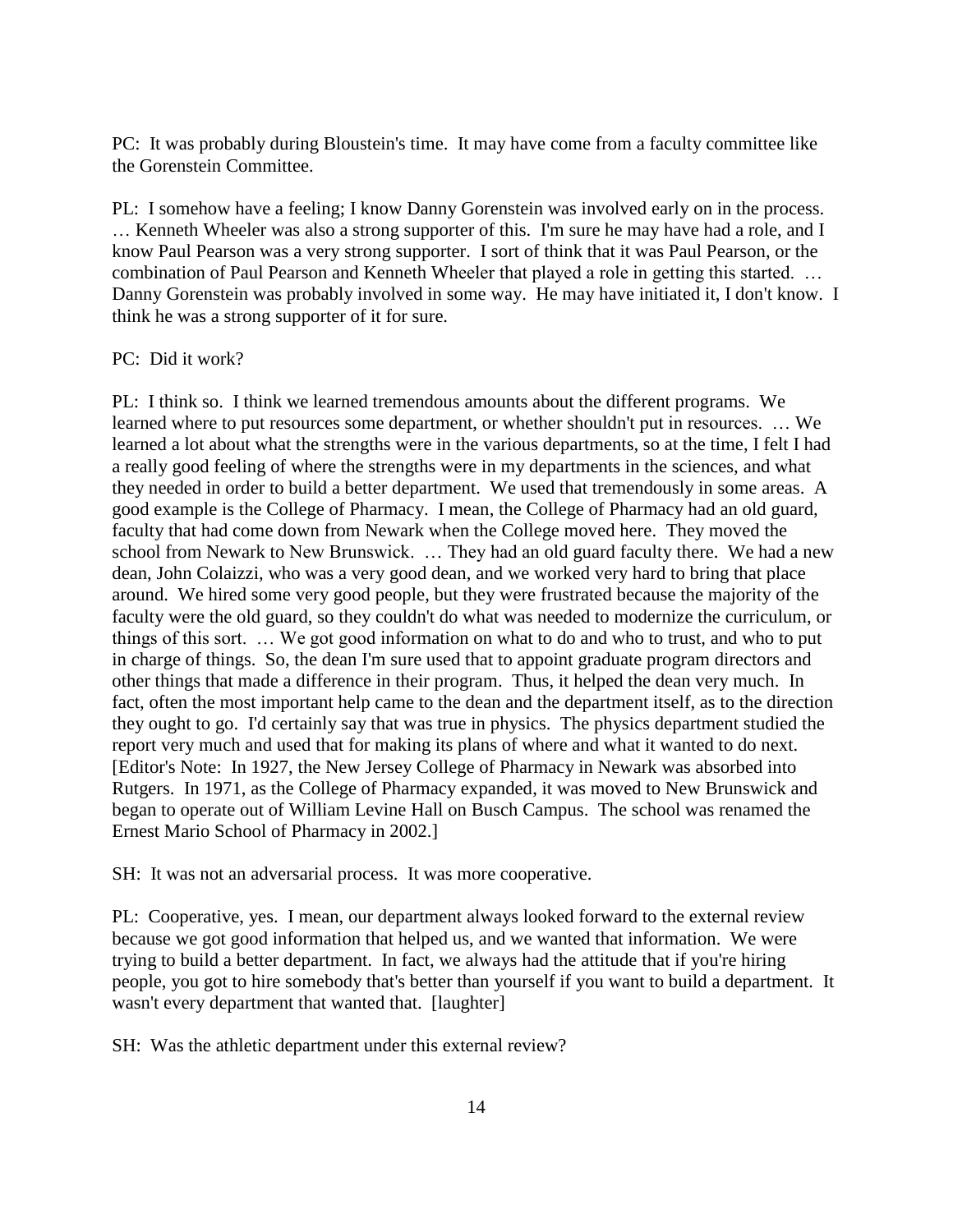PC: It was probably during Bloustein's time. It may have come from a faculty committee like the Gorenstein Committee.

PL: I somehow have a feeling; I know Danny Gorenstein was involved early on in the process. … Kenneth Wheeler was also a strong supporter of this. I'm sure he may have had a role, and I know Paul Pearson was a very strong supporter. I sort of think that it was Paul Pearson, or the combination of Paul Pearson and Kenneth Wheeler that played a role in getting this started. … Danny Gorenstein was probably involved in some way. He may have initiated it, I don't know. I think he was a strong supporter of it for sure.

PC: Did it work?

PL: I think so. I think we learned tremendous amounts about the different programs. We learned where to put resources some department, or whether shouldn't put in resources. … We learned a lot about what the strengths were in the various departments, so at the time, I felt I had a really good feeling of where the strengths were in my departments in the sciences, and what they needed in order to build a better department. We used that tremendously in some areas. A good example is the College of Pharmacy. I mean, the College of Pharmacy had an old guard, faculty that had come down from Newark when the College moved here. They moved the school from Newark to New Brunswick. … They had an old guard faculty there. We had a new dean, John Colaizzi, who was a very good dean, and we worked very hard to bring that place around. We hired some very good people, but they were frustrated because the majority of the faculty were the old guard, so they couldn't do what was needed to modernize the curriculum, or things of this sort. … We got good information on what to do and who to trust, and who to put in charge of things. So, the dean I'm sure used that to appoint graduate program directors and other things that made a difference in their program. Thus, it helped the dean very much. In fact, often the most important help came to the dean and the department itself, as to the direction they ought to go. I'd certainly say that was true in physics. The physics department studied the report very much and used that for making its plans of where and what it wanted to do next. [Editor's Note: In 1927, the New Jersey College of Pharmacy in Newark was absorbed into Rutgers. In 1971, as the College of Pharmacy expanded, it was moved to New Brunswick and began to operate out of William Levine Hall on Busch Campus. The school was renamed the Ernest Mario School of Pharmacy in 2002.]

SH: It was not an adversarial process. It was more cooperative.

PL: Cooperative, yes. I mean, our department always looked forward to the external review because we got good information that helped us, and we wanted that information. We were trying to build a better department. In fact, we always had the attitude that if you're hiring people, you got to hire somebody that's better than yourself if you want to build a department. It wasn't every department that wanted that. [laughter]

SH: Was the athletic department under this external review?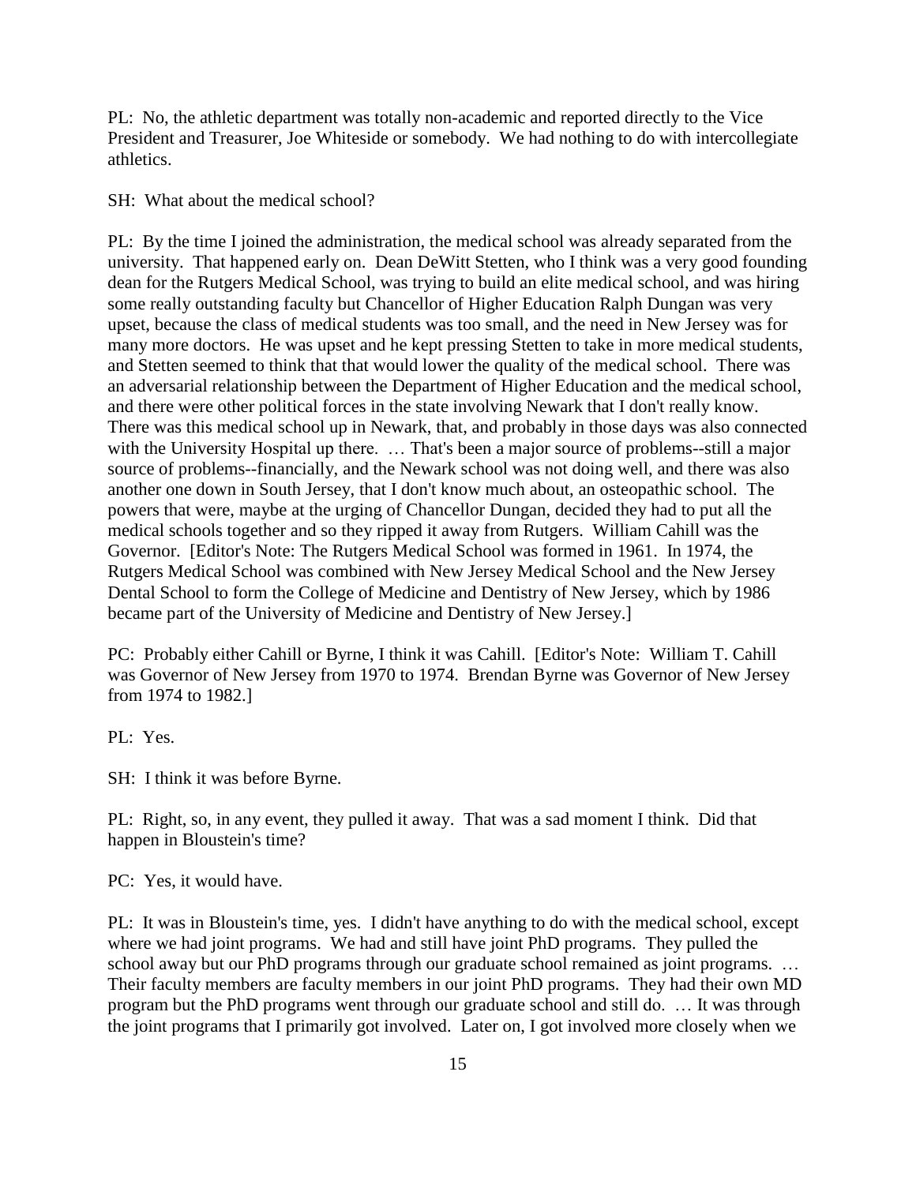PL: No, the athletic department was totally non-academic and reported directly to the Vice President and Treasurer, Joe Whiteside or somebody. We had nothing to do with intercollegiate athletics.

SH: What about the medical school?

PL: By the time I joined the administration, the medical school was already separated from the university. That happened early on. Dean DeWitt Stetten, who I think was a very good founding dean for the Rutgers Medical School, was trying to build an elite medical school, and was hiring some really outstanding faculty but Chancellor of Higher Education Ralph Dungan was very upset, because the class of medical students was too small, and the need in New Jersey was for many more doctors. He was upset and he kept pressing Stetten to take in more medical students, and Stetten seemed to think that that would lower the quality of the medical school. There was an adversarial relationship between the Department of Higher Education and the medical school, and there were other political forces in the state involving Newark that I don't really know. There was this medical school up in Newark, that, and probably in those days was also connected with the University Hospital up there. … That's been a major source of problems--still a major source of problems--financially, and the Newark school was not doing well, and there was also another one down in South Jersey, that I don't know much about, an osteopathic school. The powers that were, maybe at the urging of Chancellor Dungan, decided they had to put all the medical schools together and so they ripped it away from Rutgers. William Cahill was the Governor. [Editor's Note: The Rutgers Medical School was formed in 1961. In 1974, the Rutgers Medical School was combined with New Jersey Medical School and the New Jersey Dental School to form the College of Medicine and Dentistry of New Jersey, which by 1986 became part of the University of Medicine and Dentistry of New Jersey.]

PC: Probably either Cahill or Byrne, I think it was Cahill. [Editor's Note: William T. Cahill was Governor of New Jersey from 1970 to 1974. Brendan Byrne was Governor of New Jersey from 1974 to 1982.]

PL: Yes.

SH: I think it was before Byrne.

PL: Right, so, in any event, they pulled it away. That was a sad moment I think. Did that happen in Bloustein's time?

PC: Yes, it would have.

PL: It was in Bloustein's time, yes. I didn't have anything to do with the medical school, except where we had joint programs. We had and still have joint PhD programs. They pulled the school away but our PhD programs through our graduate school remained as joint programs. … Their faculty members are faculty members in our joint PhD programs. They had their own MD program but the PhD programs went through our graduate school and still do. … It was through the joint programs that I primarily got involved. Later on, I got involved more closely when we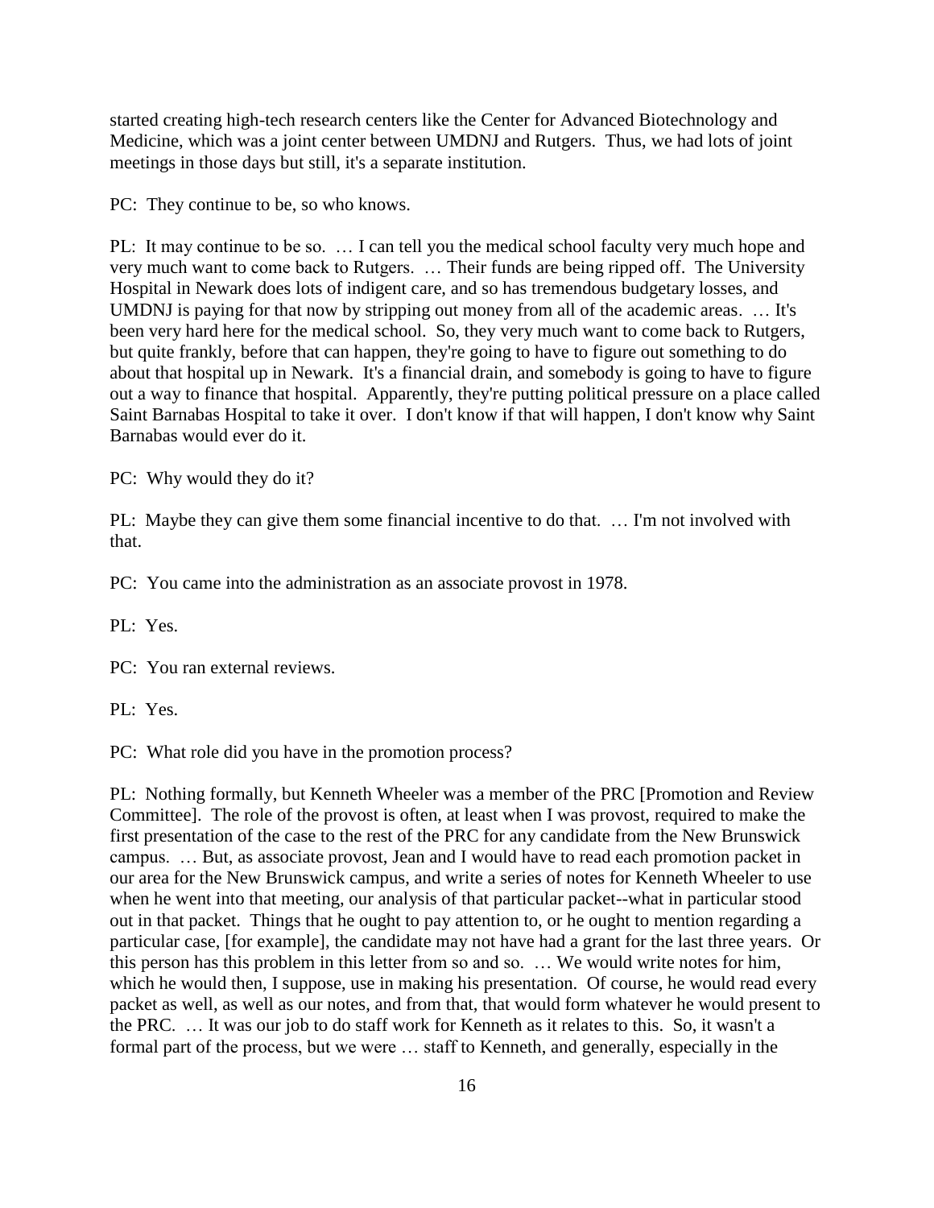started creating high-tech research centers like the Center for Advanced Biotechnology and Medicine, which was a joint center between UMDNJ and Rutgers. Thus, we had lots of joint meetings in those days but still, it's a separate institution.

PC: They continue to be, so who knows.

PL: It may continue to be so. … I can tell you the medical school faculty very much hope and very much want to come back to Rutgers. … Their funds are being ripped off. The University Hospital in Newark does lots of indigent care, and so has tremendous budgetary losses, and UMDNJ is paying for that now by stripping out money from all of the academic areas. … It's been very hard here for the medical school. So, they very much want to come back to Rutgers, but quite frankly, before that can happen, they're going to have to figure out something to do about that hospital up in Newark. It's a financial drain, and somebody is going to have to figure out a way to finance that hospital. Apparently, they're putting political pressure on a place called Saint Barnabas Hospital to take it over. I don't know if that will happen, I don't know why Saint Barnabas would ever do it.

PC: Why would they do it?

PL: Maybe they can give them some financial incentive to do that. … I'm not involved with that.

PC: You came into the administration as an associate provost in 1978.

PL: Yes.

PC: You ran external reviews.

PL: Yes.

PC: What role did you have in the promotion process?

PL: Nothing formally, but Kenneth Wheeler was a member of the PRC [Promotion and Review Committee]. The role of the provost is often, at least when I was provost, required to make the first presentation of the case to the rest of the PRC for any candidate from the New Brunswick campus. … But, as associate provost, Jean and I would have to read each promotion packet in our area for the New Brunswick campus, and write a series of notes for Kenneth Wheeler to use when he went into that meeting, our analysis of that particular packet--what in particular stood out in that packet. Things that he ought to pay attention to, or he ought to mention regarding a particular case, [for example], the candidate may not have had a grant for the last three years. Or this person has this problem in this letter from so and so. … We would write notes for him, which he would then, I suppose, use in making his presentation. Of course, he would read every packet as well, as well as our notes, and from that, that would form whatever he would present to the PRC. … It was our job to do staff work for Kenneth as it relates to this. So, it wasn't a formal part of the process, but we were … staff to Kenneth, and generally, especially in the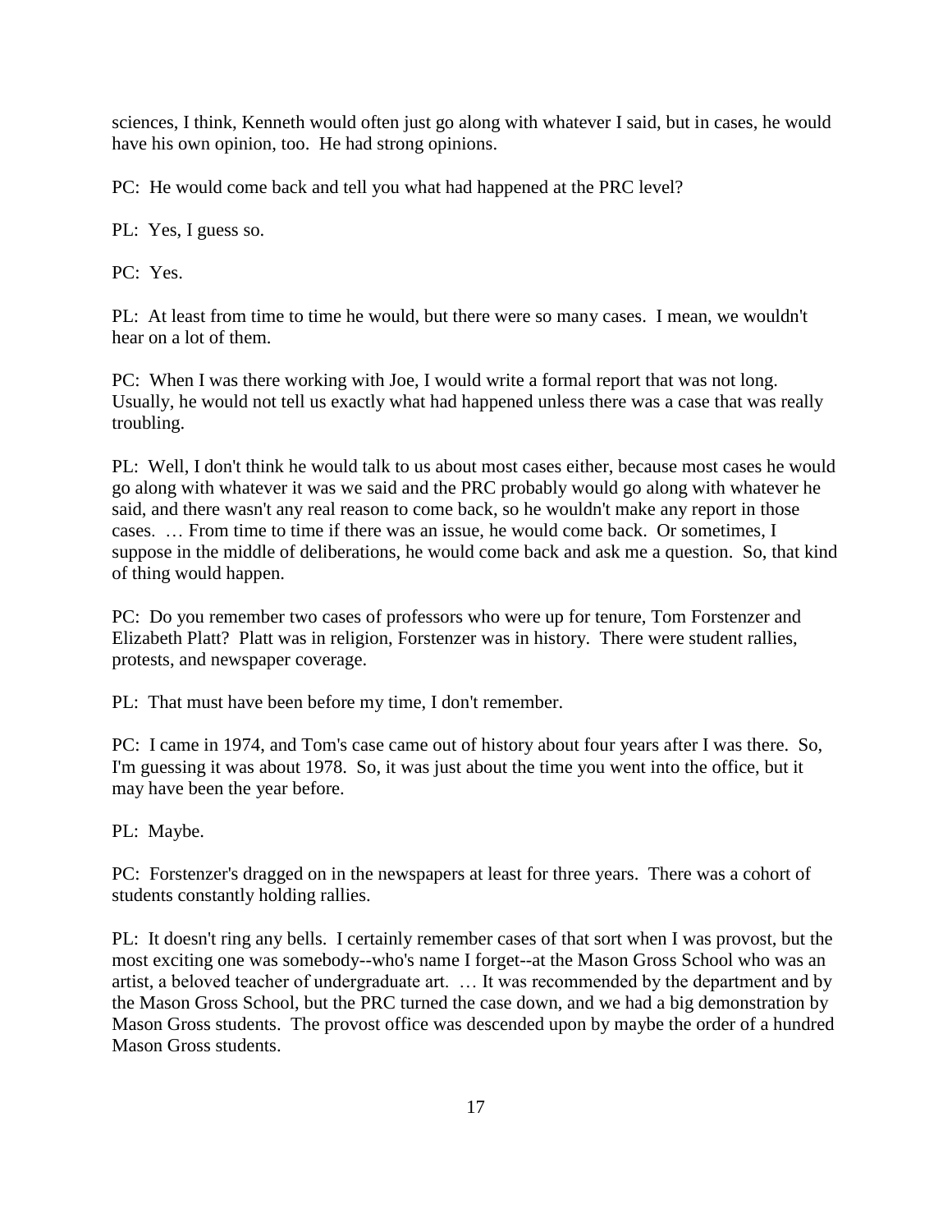sciences, I think, Kenneth would often just go along with whatever I said, but in cases, he would have his own opinion, too. He had strong opinions.

PC: He would come back and tell you what had happened at the PRC level?

PL: Yes, I guess so.

PC: Yes.

PL: At least from time to time he would, but there were so many cases. I mean, we wouldn't hear on a lot of them.

PC: When I was there working with Joe, I would write a formal report that was not long. Usually, he would not tell us exactly what had happened unless there was a case that was really troubling.

PL: Well, I don't think he would talk to us about most cases either, because most cases he would go along with whatever it was we said and the PRC probably would go along with whatever he said, and there wasn't any real reason to come back, so he wouldn't make any report in those cases. … From time to time if there was an issue, he would come back. Or sometimes, I suppose in the middle of deliberations, he would come back and ask me a question. So, that kind of thing would happen.

PC: Do you remember two cases of professors who were up for tenure, Tom Forstenzer and Elizabeth Platt? Platt was in religion, Forstenzer was in history. There were student rallies, protests, and newspaper coverage.

PL: That must have been before my time, I don't remember.

PC: I came in 1974, and Tom's case came out of history about four years after I was there. So, I'm guessing it was about 1978. So, it was just about the time you went into the office, but it may have been the year before.

PL: Maybe.

PC: Forstenzer's dragged on in the newspapers at least for three years. There was a cohort of students constantly holding rallies.

PL: It doesn't ring any bells. I certainly remember cases of that sort when I was provost, but the most exciting one was somebody--who's name I forget--at the Mason Gross School who was an artist, a beloved teacher of undergraduate art. … It was recommended by the department and by the Mason Gross School, but the PRC turned the case down, and we had a big demonstration by Mason Gross students. The provost office was descended upon by maybe the order of a hundred Mason Gross students.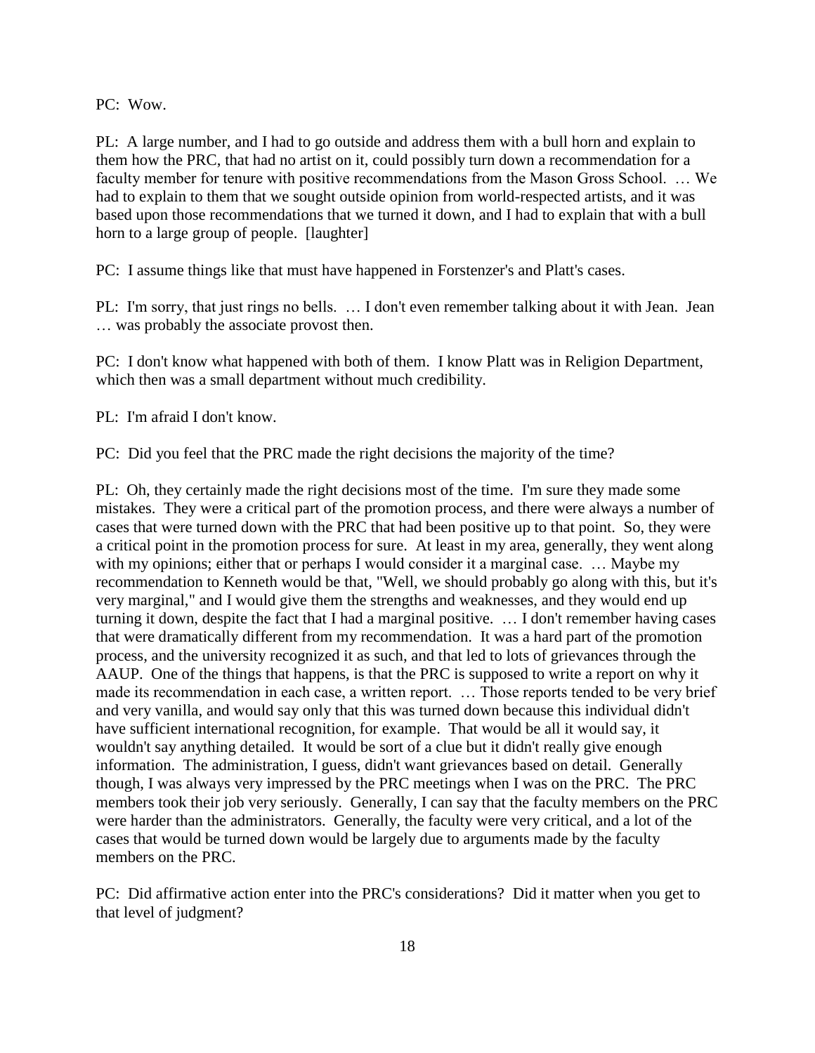PC: Wow.

PL: A large number, and I had to go outside and address them with a bull horn and explain to them how the PRC, that had no artist on it, could possibly turn down a recommendation for a faculty member for tenure with positive recommendations from the Mason Gross School. … We had to explain to them that we sought outside opinion from world-respected artists, and it was based upon those recommendations that we turned it down, and I had to explain that with a bull horn to a large group of people. [laughter]

PC: I assume things like that must have happened in Forstenzer's and Platt's cases.

PL: I'm sorry, that just rings no bells. … I don't even remember talking about it with Jean. Jean … was probably the associate provost then.

PC: I don't know what happened with both of them. I know Platt was in Religion Department, which then was a small department without much credibility.

PL: I'm afraid I don't know.

PC: Did you feel that the PRC made the right decisions the majority of the time?

PL: Oh, they certainly made the right decisions most of the time. I'm sure they made some mistakes. They were a critical part of the promotion process, and there were always a number of cases that were turned down with the PRC that had been positive up to that point. So, they were a critical point in the promotion process for sure. At least in my area, generally, they went along with my opinions; either that or perhaps I would consider it a marginal case. … Maybe my recommendation to Kenneth would be that, "Well, we should probably go along with this, but it's very marginal," and I would give them the strengths and weaknesses, and they would end up turning it down, despite the fact that I had a marginal positive. … I don't remember having cases that were dramatically different from my recommendation. It was a hard part of the promotion process, and the university recognized it as such, and that led to lots of grievances through the AAUP. One of the things that happens, is that the PRC is supposed to write a report on why it made its recommendation in each case, a written report. … Those reports tended to be very brief and very vanilla, and would say only that this was turned down because this individual didn't have sufficient international recognition, for example. That would be all it would say, it wouldn't say anything detailed. It would be sort of a clue but it didn't really give enough information. The administration, I guess, didn't want grievances based on detail. Generally though, I was always very impressed by the PRC meetings when I was on the PRC. The PRC members took their job very seriously. Generally, I can say that the faculty members on the PRC were harder than the administrators. Generally, the faculty were very critical, and a lot of the cases that would be turned down would be largely due to arguments made by the faculty members on the PRC.

PC: Did affirmative action enter into the PRC's considerations? Did it matter when you get to that level of judgment?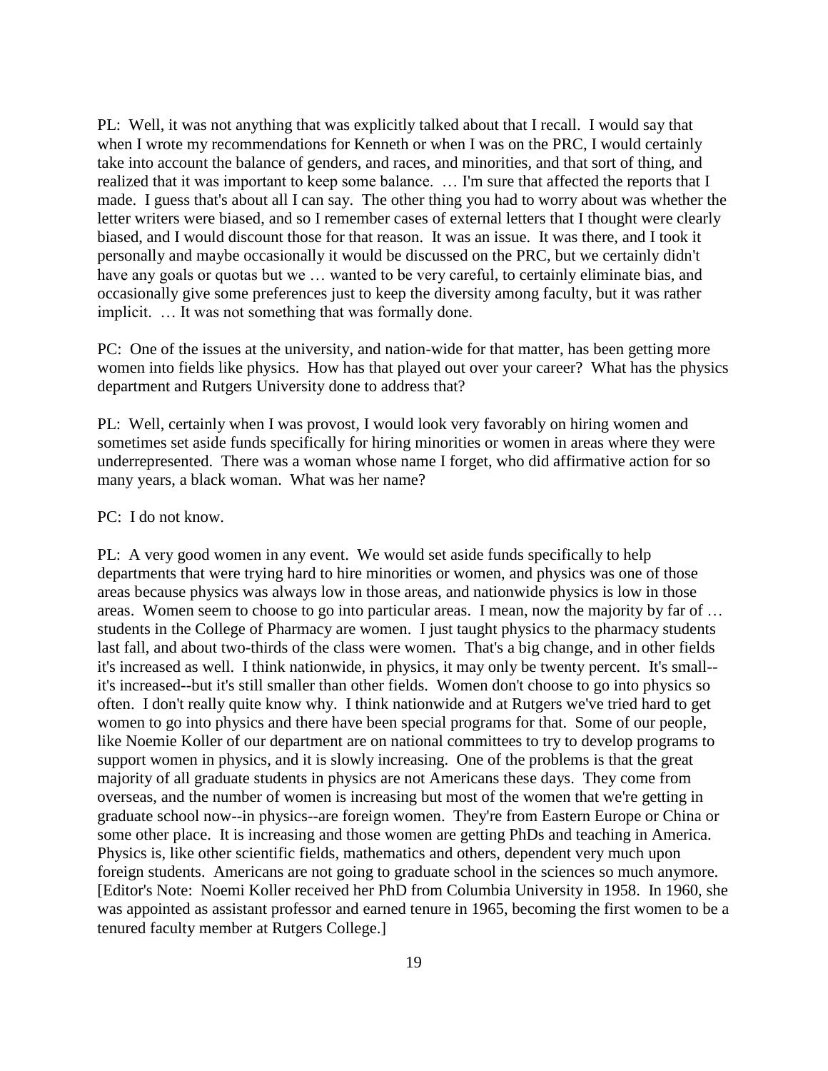PL: Well, it was not anything that was explicitly talked about that I recall. I would say that when I wrote my recommendations for Kenneth or when I was on the PRC, I would certainly take into account the balance of genders, and races, and minorities, and that sort of thing, and realized that it was important to keep some balance. … I'm sure that affected the reports that I made. I guess that's about all I can say. The other thing you had to worry about was whether the letter writers were biased, and so I remember cases of external letters that I thought were clearly biased, and I would discount those for that reason. It was an issue. It was there, and I took it personally and maybe occasionally it would be discussed on the PRC, but we certainly didn't have any goals or quotas but we … wanted to be very careful, to certainly eliminate bias, and occasionally give some preferences just to keep the diversity among faculty, but it was rather implicit. … It was not something that was formally done.

PC: One of the issues at the university, and nation-wide for that matter, has been getting more women into fields like physics. How has that played out over your career? What has the physics department and Rutgers University done to address that?

PL: Well, certainly when I was provost, I would look very favorably on hiring women and sometimes set aside funds specifically for hiring minorities or women in areas where they were underrepresented. There was a woman whose name I forget, who did affirmative action for so many years, a black woman. What was her name?

PC: I do not know.

PL: A very good women in any event. We would set aside funds specifically to help departments that were trying hard to hire minorities or women, and physics was one of those areas because physics was always low in those areas, and nationwide physics is low in those areas. Women seem to choose to go into particular areas. I mean, now the majority by far of … students in the College of Pharmacy are women. I just taught physics to the pharmacy students last fall, and about two-thirds of the class were women. That's a big change, and in other fields it's increased as well. I think nationwide, in physics, it may only be twenty percent. It's small--it's increased--but it's still smaller than other fields. Women don't choose to go into physics so often. I don't really quite know why. I think nationwide and at Rutgers we've tried hard to get women to go into physics and there have been special programs for that. Some of our people, like Noemie Koller of our department are on national committees to try to develop programs to support women in physics, and it is slowly increasing. One of the problems is that the great majority of all graduate students in physics are not Americans these days. They come from overseas, and the number of women is increasing but most of the women that we're getting in graduate school now--in physics--are foreign women. They're from Eastern Europe or China or some other place. It is increasing and those women are getting PhDs and teaching in America. Physics is, like other scientific fields, mathematics and others, dependent very much upon foreign students. Americans are not going to graduate school in the sciences so much anymore. [Editor's Note: Noemi Koller received her PhD from Columbia University in 1958. In 1960, she was appointed as assistant professor and earned tenure in 1965, becoming the first women to be a tenured faculty member at Rutgers College.]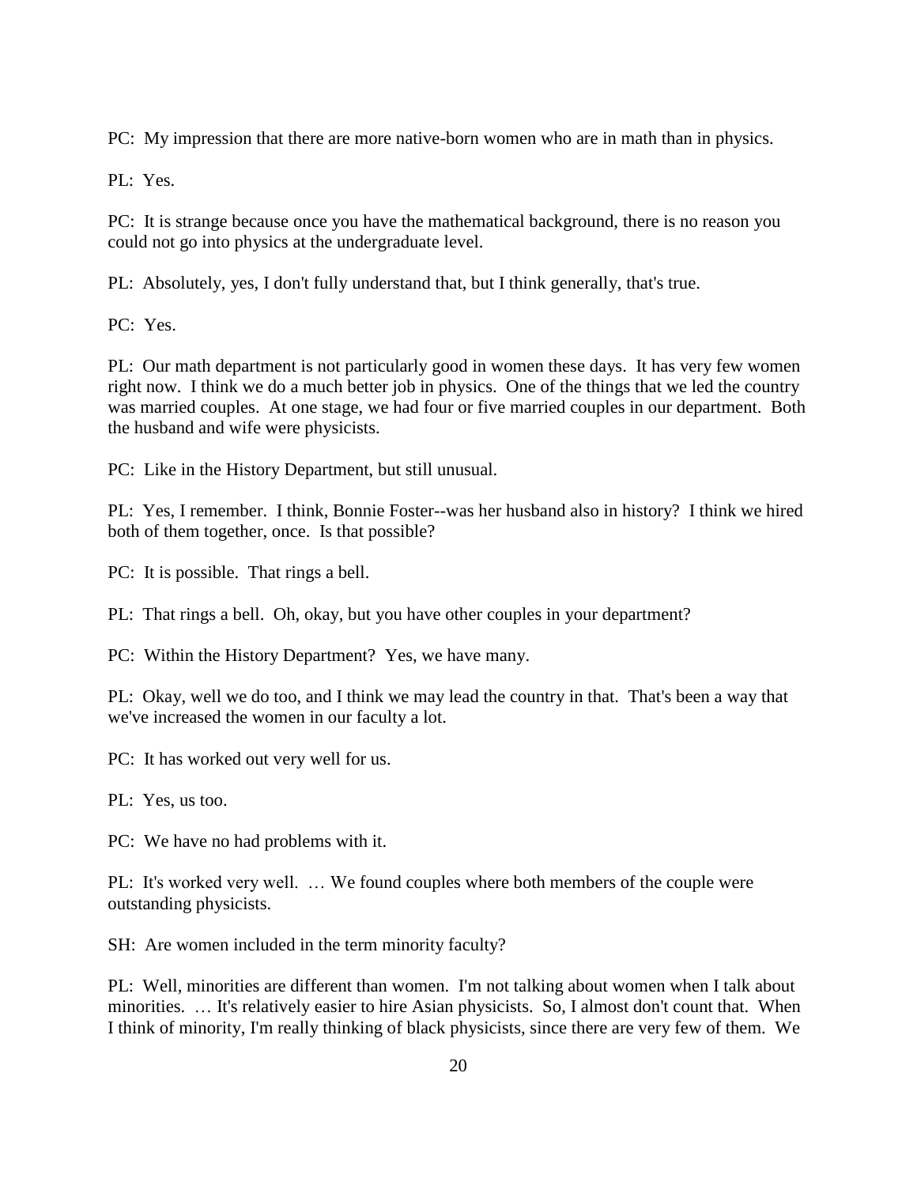PC: My impression that there are more native-born women who are in math than in physics.

PL: Yes.

PC: It is strange because once you have the mathematical background, there is no reason you could not go into physics at the undergraduate level.

PL: Absolutely, yes, I don't fully understand that, but I think generally, that's true.

PC: Yes.

PL: Our math department is not particularly good in women these days. It has very few women right now. I think we do a much better job in physics. One of the things that we led the country was married couples. At one stage, we had four or five married couples in our department. Both the husband and wife were physicists.

PC: Like in the History Department, but still unusual.

PL: Yes, I remember. I think, Bonnie Foster--was her husband also in history? I think we hired both of them together, once. Is that possible?

PC: It is possible. That rings a bell.

PL: That rings a bell. Oh, okay, but you have other couples in your department?

PC: Within the History Department? Yes, we have many.

PL: Okay, well we do too, and I think we may lead the country in that. That's been a way that we've increased the women in our faculty a lot.

PC: It has worked out very well for us.

PL: Yes, us too.

PC: We have no had problems with it.

PL: It's worked very well. … We found couples where both members of the couple were outstanding physicists.

SH: Are women included in the term minority faculty?

PL: Well, minorities are different than women. I'm not talking about women when I talk about minorities. … It's relatively easier to hire Asian physicists. So, I almost don't count that. When I think of minority, I'm really thinking of black physicists, since there are very few of them. We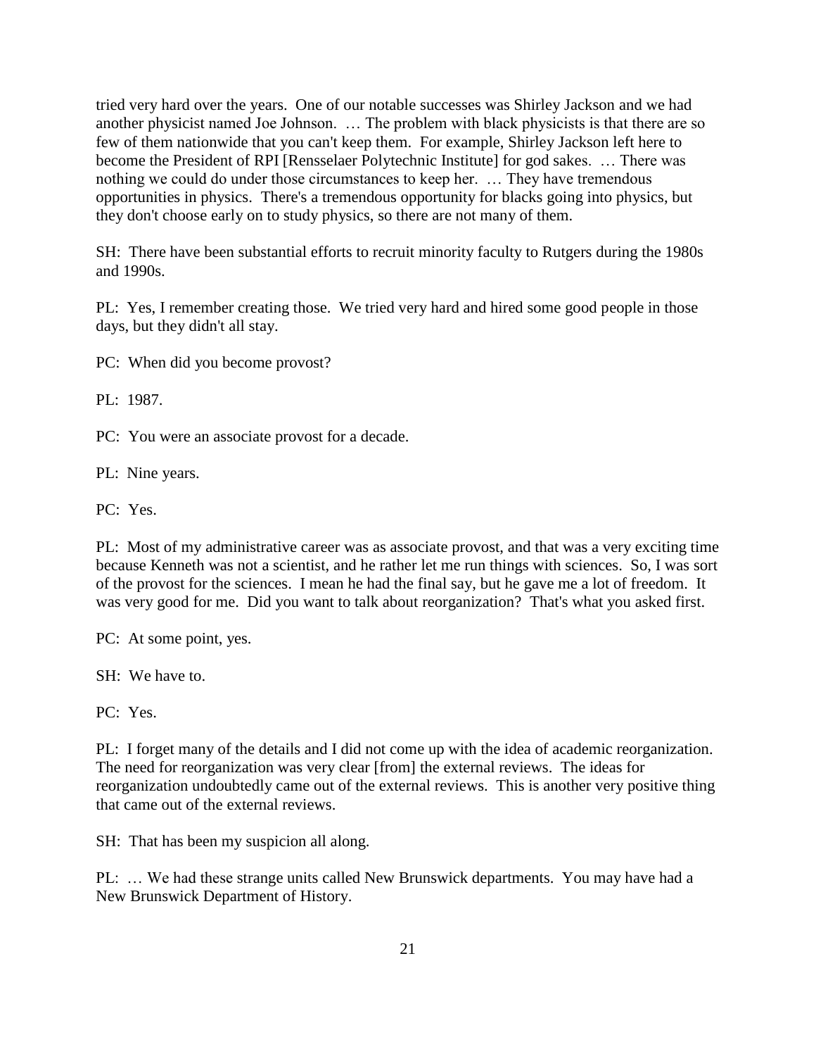tried very hard over the years. One of our notable successes was Shirley Jackson and we had another physicist named Joe Johnson. … The problem with black physicists is that there are so few of them nationwide that you can't keep them. For example, Shirley Jackson left here to become the President of RPI [Rensselaer Polytechnic Institute] for god sakes. … There was nothing we could do under those circumstances to keep her. … They have tremendous opportunities in physics. There's a tremendous opportunity for blacks going into physics, but they don't choose early on to study physics, so there are not many of them.

SH: There have been substantial efforts to recruit minority faculty to Rutgers during the 1980s and 1990s.

PL: Yes, I remember creating those. We tried very hard and hired some good people in those days, but they didn't all stay.

PC: When did you become provost?

PL: 1987.

PC: You were an associate provost for a decade.

PL: Nine years.

PC: Yes.

PL: Most of my administrative career was as associate provost, and that was a very exciting time because Kenneth was not a scientist, and he rather let me run things with sciences. So, I was sort of the provost for the sciences. I mean he had the final say, but he gave me a lot of freedom. It was very good for me. Did you want to talk about reorganization? That's what you asked first.

PC: At some point, yes.

SH: We have to.

PC: Yes.

PL: I forget many of the details and I did not come up with the idea of academic reorganization. The need for reorganization was very clear [from] the external reviews. The ideas for reorganization undoubtedly came out of the external reviews. This is another very positive thing that came out of the external reviews.

SH: That has been my suspicion all along.

PL: … We had these strange units called New Brunswick departments. You may have had a New Brunswick Department of History.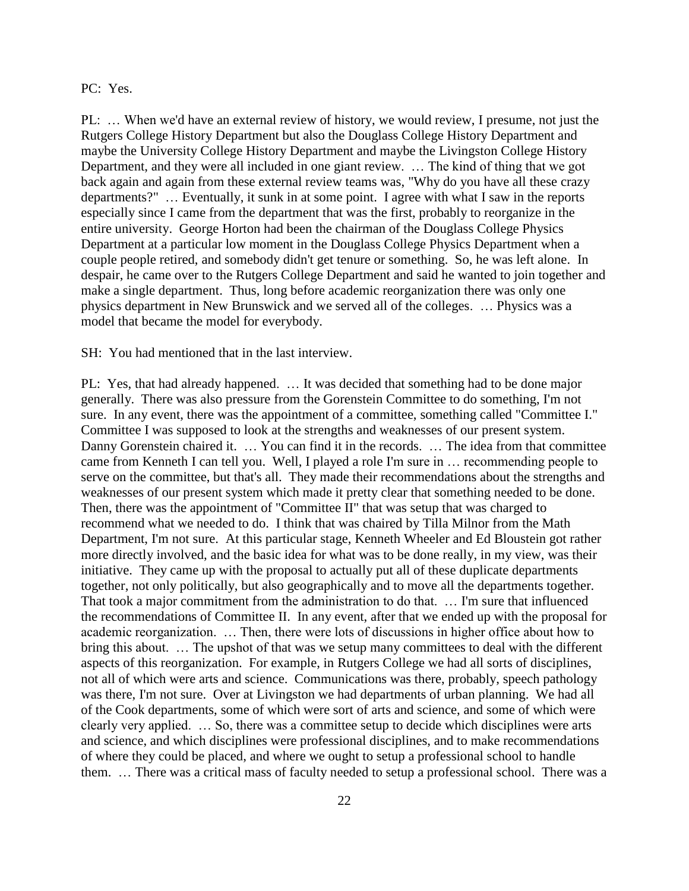PC: Yes.

PL: … When we'd have an external review of history, we would review, I presume, not just the Rutgers College History Department but also the Douglass College History Department and maybe the University College History Department and maybe the Livingston College History Department, and they were all included in one giant review. … The kind of thing that we got back again and again from these external review teams was, "Why do you have all these crazy departments?" … Eventually, it sunk in at some point. I agree with what I saw in the reports especially since I came from the department that was the first, probably to reorganize in the entire university. George Horton had been the chairman of the Douglass College Physics Department at a particular low moment in the Douglass College Physics Department when a couple people retired, and somebody didn't get tenure or something. So, he was left alone. In despair, he came over to the Rutgers College Department and said he wanted to join together and make a single department. Thus, long before academic reorganization there was only one physics department in New Brunswick and we served all of the colleges. … Physics was a model that became the model for everybody.

SH: You had mentioned that in the last interview.

PL: Yes, that had already happened. … It was decided that something had to be done major generally. There was also pressure from the Gorenstein Committee to do something, I'm not sure. In any event, there was the appointment of a committee, something called "Committee I." Committee I was supposed to look at the strengths and weaknesses of our present system. Danny Gorenstein chaired it. … You can find it in the records. … The idea from that committee came from Kenneth I can tell you. Well, I played a role I'm sure in … recommending people to serve on the committee, but that's all. They made their recommendations about the strengths and weaknesses of our present system which made it pretty clear that something needed to be done. Then, there was the appointment of "Committee II" that was setup that was charged to recommend what we needed to do. I think that was chaired by Tilla Milnor from the Math Department, I'm not sure. At this particular stage, Kenneth Wheeler and Ed Bloustein got rather more directly involved, and the basic idea for what was to be done really, in my view, was their initiative. They came up with the proposal to actually put all of these duplicate departments together, not only politically, but also geographically and to move all the departments together. That took a major commitment from the administration to do that. … I'm sure that influenced the recommendations of Committee II. In any event, after that we ended up with the proposal for academic reorganization. … Then, there were lots of discussions in higher office about how to bring this about. … The upshot of that was we setup many committees to deal with the different aspects of this reorganization. For example, in Rutgers College we had all sorts of disciplines, not all of which were arts and science. Communications was there, probably, speech pathology was there, I'm not sure. Over at Livingston we had departments of urban planning. We had all of the Cook departments, some of which were sort of arts and science, and some of which were clearly very applied. … So, there was a committee setup to decide which disciplines were arts and science, and which disciplines were professional disciplines, and to make recommendations of where they could be placed, and where we ought to setup a professional school to handle them. … There was a critical mass of faculty needed to setup a professional school. There was a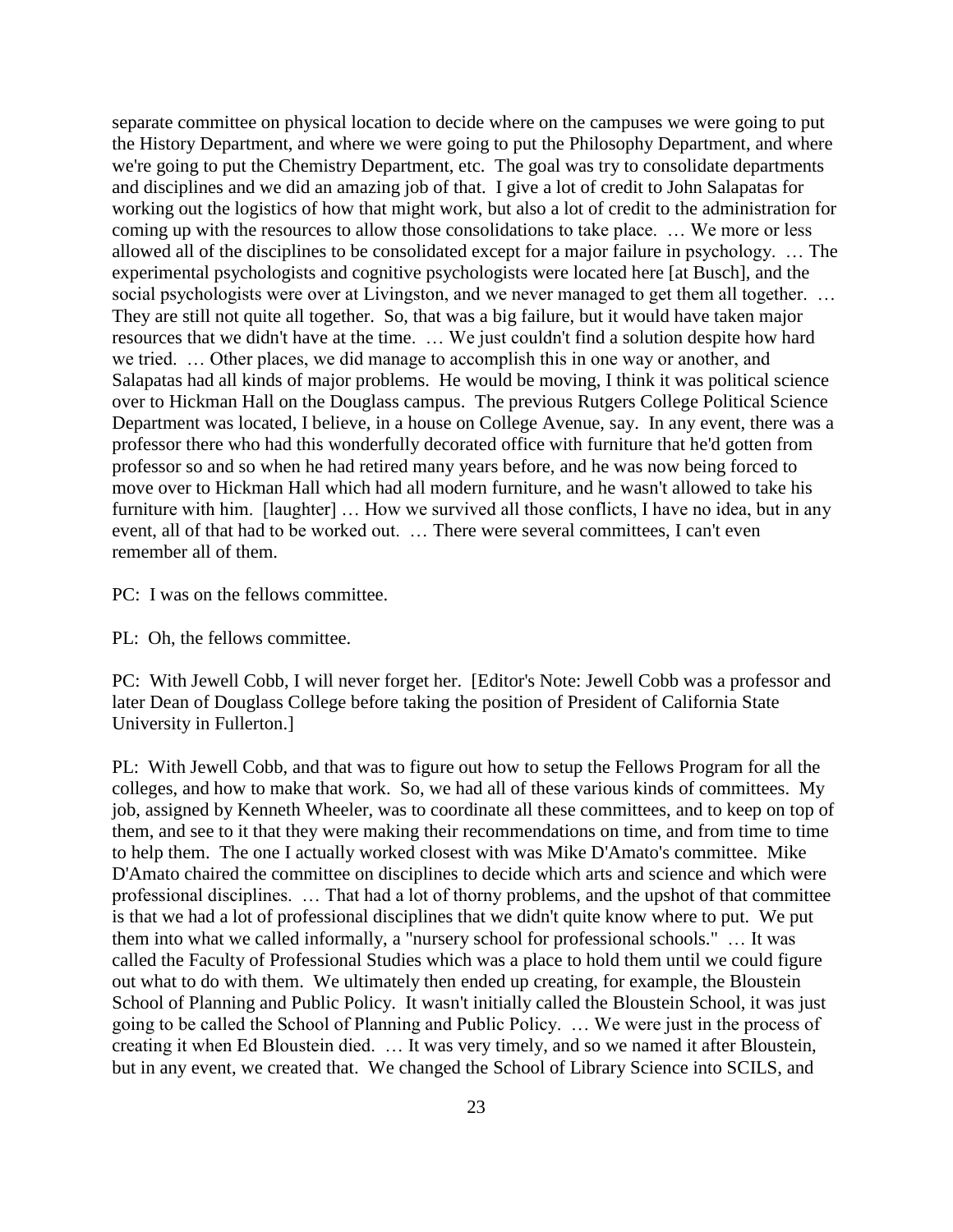separate committee on physical location to decide where on the campuses we were going to put the History Department, and where we were going to put the Philosophy Department, and where we're going to put the Chemistry Department, etc. The goal was try to consolidate departments and disciplines and we did an amazing job of that. I give a lot of credit to John Salapatas for working out the logistics of how that might work, but also a lot of credit to the administration for coming up with the resources to allow those consolidations to take place. … We more or less allowed all of the disciplines to be consolidated except for a major failure in psychology. … The experimental psychologists and cognitive psychologists were located here [at Busch], and the social psychologists were over at Livingston, and we never managed to get them all together. … They are still not quite all together. So, that was a big failure, but it would have taken major resources that we didn't have at the time. … We just couldn't find a solution despite how hard we tried. … Other places, we did manage to accomplish this in one way or another, and Salapatas had all kinds of major problems. He would be moving, I think it was political science over to Hickman Hall on the Douglass campus. The previous Rutgers College Political Science Department was located, I believe, in a house on College Avenue, say. In any event, there was a professor there who had this wonderfully decorated office with furniture that he'd gotten from professor so and so when he had retired many years before, and he was now being forced to move over to Hickman Hall which had all modern furniture, and he wasn't allowed to take his furniture with him. [laughter] … How we survived all those conflicts, I have no idea, but in any event, all of that had to be worked out. … There were several committees, I can't even remember all of them.

PC: I was on the fellows committee.

PL: Oh, the fellows committee.

PC: With Jewell Cobb, I will never forget her. [Editor's Note: Jewell Cobb was a professor and later Dean of Douglass College before taking the position of President of California State University in Fullerton.]

PL: With Jewell Cobb, and that was to figure out how to setup the Fellows Program for all the colleges, and how to make that work. So, we had all of these various kinds of committees. My job, assigned by Kenneth Wheeler, was to coordinate all these committees, and to keep on top of them, and see to it that they were making their recommendations on time, and from time to time to help them. The one I actually worked closest with was Mike D'Amato's committee. Mike D'Amato chaired the committee on disciplines to decide which arts and science and which were professional disciplines. … That had a lot of thorny problems, and the upshot of that committee is that we had a lot of professional disciplines that we didn't quite know where to put. We put them into what we called informally, a "nursery school for professional schools." … It was called the Faculty of Professional Studies which was a place to hold them until we could figure out what to do with them. We ultimately then ended up creating, for example, the Bloustein School of Planning and Public Policy. It wasn't initially called the Bloustein School, it was just going to be called the School of Planning and Public Policy. … We were just in the process of creating it when Ed Bloustein died. … It was very timely, and so we named it after Bloustein, but in any event, we created that. We changed the School of Library Science into SCILS, and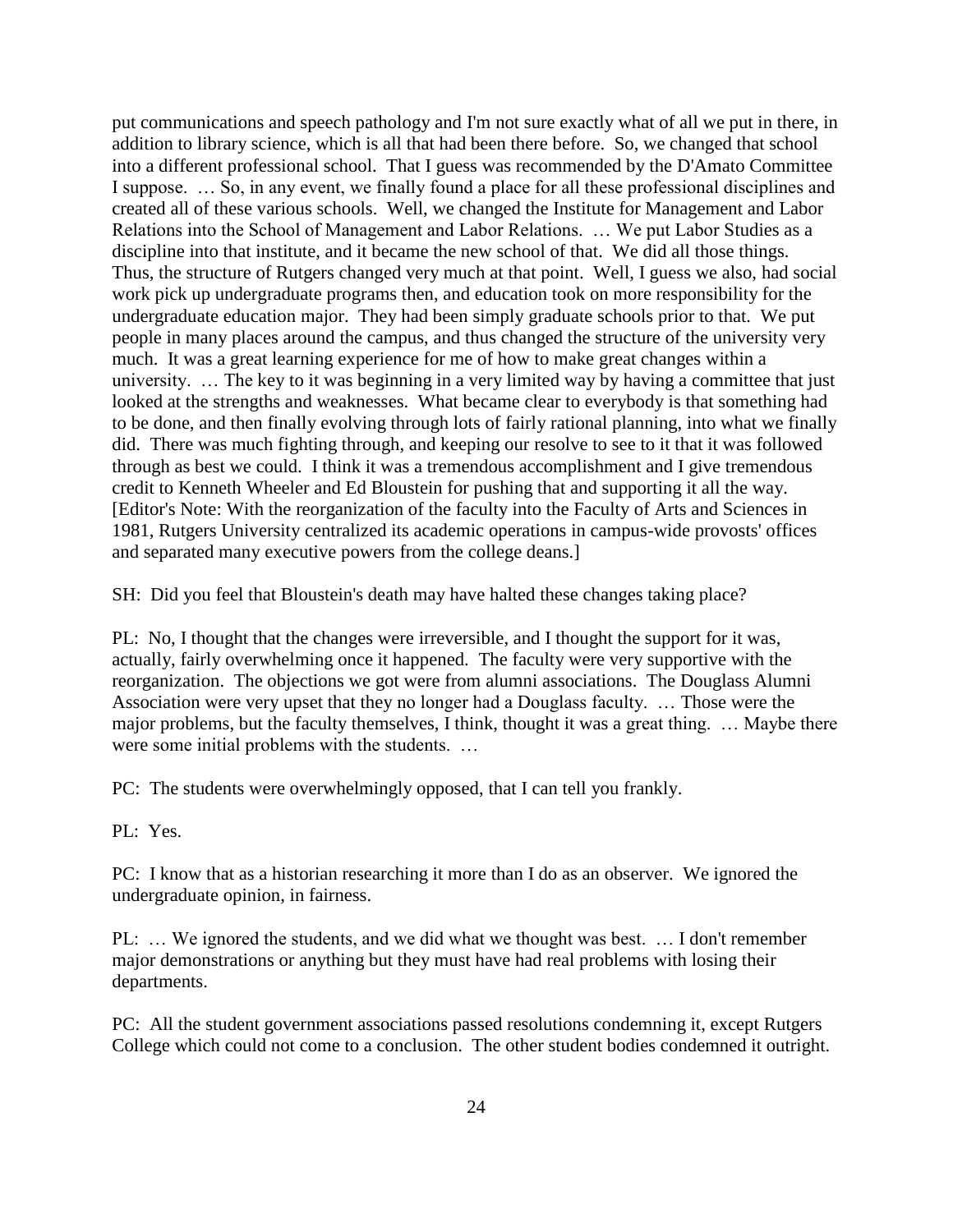put communications and speech pathology and I'm not sure exactly what of all we put in there, in addition to library science, which is all that had been there before. So, we changed that school into a different professional school. That I guess was recommended by the D'Amato Committee I suppose. … So, in any event, we finally found a place for all these professional disciplines and created all of these various schools. Well, we changed the Institute for Management and Labor Relations into the School of Management and Labor Relations. … We put Labor Studies as a discipline into that institute, and it became the new school of that. We did all those things. Thus, the structure of Rutgers changed very much at that point. Well, I guess we also, had social work pick up undergraduate programs then, and education took on more responsibility for the undergraduate education major. They had been simply graduate schools prior to that. We put people in many places around the campus, and thus changed the structure of the university very much. It was a great learning experience for me of how to make great changes within a university. … The key to it was beginning in a very limited way by having a committee that just looked at the strengths and weaknesses. What became clear to everybody is that something had to be done, and then finally evolving through lots of fairly rational planning, into what we finally did. There was much fighting through, and keeping our resolve to see to it that it was followed through as best we could. I think it was a tremendous accomplishment and I give tremendous credit to Kenneth Wheeler and Ed Bloustein for pushing that and supporting it all the way. [Editor's Note: With the reorganization of the faculty into the Faculty of Arts and Sciences in 1981, Rutgers University centralized its academic operations in campus-wide provosts' offices and separated many executive powers from the college deans.]

SH: Did you feel that Bloustein's death may have halted these changes taking place?

PL: No, I thought that the changes were irreversible, and I thought the support for it was, actually, fairly overwhelming once it happened. The faculty were very supportive with the reorganization. The objections we got were from alumni associations. The Douglass Alumni Association were very upset that they no longer had a Douglass faculty. … Those were the major problems, but the faculty themselves, I think, thought it was a great thing. … Maybe there were some initial problems with the students. …

PC: The students were overwhelmingly opposed, that I can tell you frankly.

PL: Yes.

PC: I know that as a historian researching it more than I do as an observer. We ignored the undergraduate opinion, in fairness.

PL: … We ignored the students, and we did what we thought was best. … I don't remember major demonstrations or anything but they must have had real problems with losing their departments.

PC: All the student government associations passed resolutions condemning it, except Rutgers College which could not come to a conclusion. The other student bodies condemned it outright.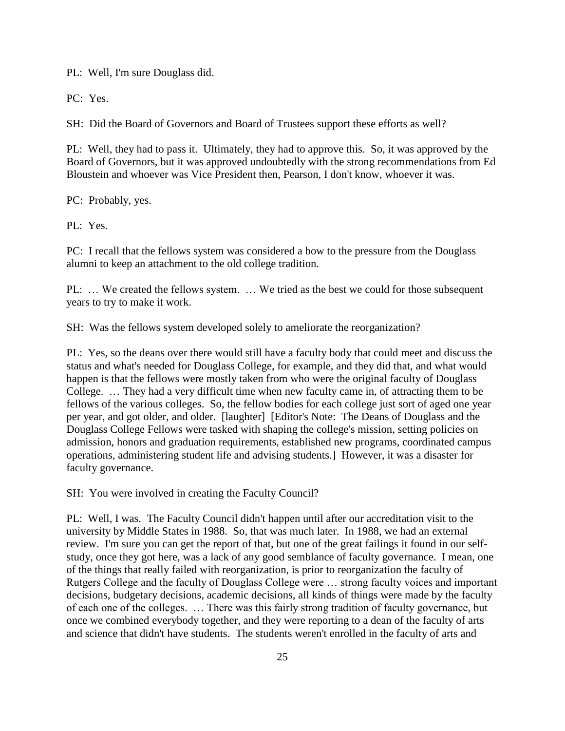PL: Well, I'm sure Douglass did.

PC: Yes.

SH: Did the Board of Governors and Board of Trustees support these efforts as well?

PL: Well, they had to pass it. Ultimately, they had to approve this. So, it was approved by the Board of Governors, but it was approved undoubtedly with the strong recommendations from Ed Bloustein and whoever was Vice President then, Pearson, I don't know, whoever it was.

PC: Probably, yes.

PL: Yes.

PC: I recall that the fellows system was considered a bow to the pressure from the Douglass alumni to keep an attachment to the old college tradition.

PL: … We created the fellows system. … We tried as the best we could for those subsequent years to try to make it work.

SH: Was the fellows system developed solely to ameliorate the reorganization?

PL: Yes, so the deans over there would still have a faculty body that could meet and discuss the status and what's needed for Douglass College, for example, and they did that, and what would happen is that the fellows were mostly taken from who were the original faculty of Douglass College. … They had a very difficult time when new faculty came in, of attracting them to be fellows of the various colleges. So, the fellow bodies for each college just sort of aged one year per year, and got older, and older. [laughter] [Editor's Note: The Deans of Douglass and the Douglass College Fellows were tasked with shaping the college's mission, setting policies on admission, honors and graduation requirements, established new programs, coordinated campus operations, administering student life and advising students.] However, it was a disaster for faculty governance.

SH: You were involved in creating the Faculty Council?

PL: Well, I was. The Faculty Council didn't happen until after our accreditation visit to the university by Middle States in 1988. So, that was much later. In 1988, we had an external review. I'm sure you can get the report of that, but one of the great failings it found in our self-study, once they got here, was a lack of any good semblance of faculty governance. I mean, one of the things that really failed with reorganization, is prior to reorganization the faculty of Rutgers College and the faculty of Douglass College were … strong faculty voices and important decisions, budgetary decisions, academic decisions, all kinds of things were made by the faculty of each one of the colleges. … There was this fairly strong tradition of faculty governance, but once we combined everybody together, and they were reporting to a dean of the faculty of arts and science that didn't have students. The students weren't enrolled in the faculty of arts and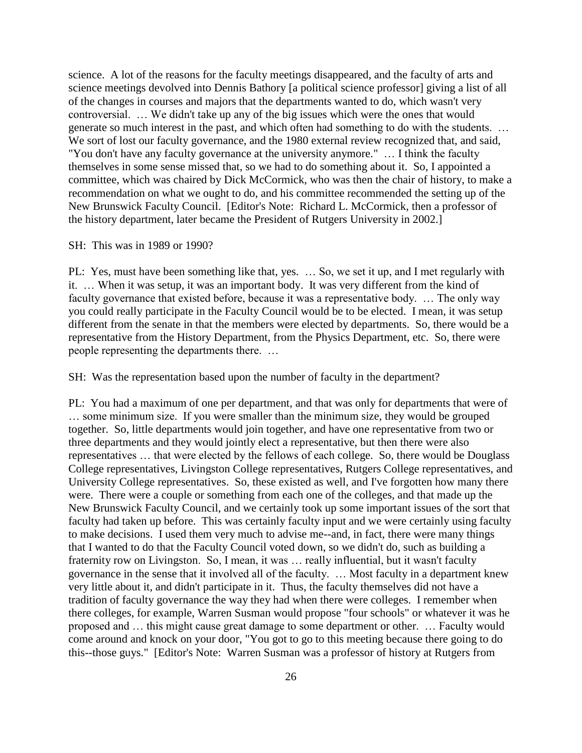science. A lot of the reasons for the faculty meetings disappeared, and the faculty of arts and science meetings devolved into Dennis Bathory [a political science professor] giving a list of all of the changes in courses and majors that the departments wanted to do, which wasn't very controversial. … We didn't take up any of the big issues which were the ones that would generate so much interest in the past, and which often had something to do with the students. … We sort of lost our faculty governance, and the 1980 external review recognized that, and said, "You don't have any faculty governance at the university anymore." … I think the faculty themselves in some sense missed that, so we had to do something about it. So, I appointed a committee, which was chaired by Dick McCormick, who was then the chair of history, to make a recommendation on what we ought to do, and his committee recommended the setting up of the New Brunswick Faculty Council. [Editor's Note: Richard L. McCormick, then a professor of the history department, later became the President of Rutgers University in 2002.]

SH: This was in 1989 or 1990?

PL: Yes, must have been something like that, yes. … So, we set it up, and I met regularly with it. … When it was setup, it was an important body. It was very different from the kind of faculty governance that existed before, because it was a representative body. … The only way you could really participate in the Faculty Council would be to be elected. I mean, it was setup different from the senate in that the members were elected by departments. So, there would be a representative from the History Department, from the Physics Department, etc. So, there were people representing the departments there. …

SH: Was the representation based upon the number of faculty in the department?

PL: You had a maximum of one per department, and that was only for departments that were of … some minimum size. If you were smaller than the minimum size, they would be grouped together. So, little departments would join together, and have one representative from two or three departments and they would jointly elect a representative, but then there were also representatives … that were elected by the fellows of each college. So, there would be Douglass College representatives, Livingston College representatives, Rutgers College representatives, and University College representatives. So, these existed as well, and I've forgotten how many there were. There were a couple or something from each one of the colleges, and that made up the New Brunswick Faculty Council, and we certainly took up some important issues of the sort that faculty had taken up before. This was certainly faculty input and we were certainly using faculty to make decisions. I used them very much to advise me--and, in fact, there were many things that I wanted to do that the Faculty Council voted down, so we didn't do, such as building a fraternity row on Livingston. So, I mean, it was … really influential, but it wasn't faculty governance in the sense that it involved all of the faculty. … Most faculty in a department knew very little about it, and didn't participate in it. Thus, the faculty themselves did not have a tradition of faculty governance the way they had when there were colleges. I remember when there colleges, for example, Warren Susman would propose "four schools" or whatever it was he proposed and … this might cause great damage to some department or other. … Faculty would come around and knock on your door, "You got to go to this meeting because there going to do this--those guys." [Editor's Note: Warren Susman was a professor of history at Rutgers from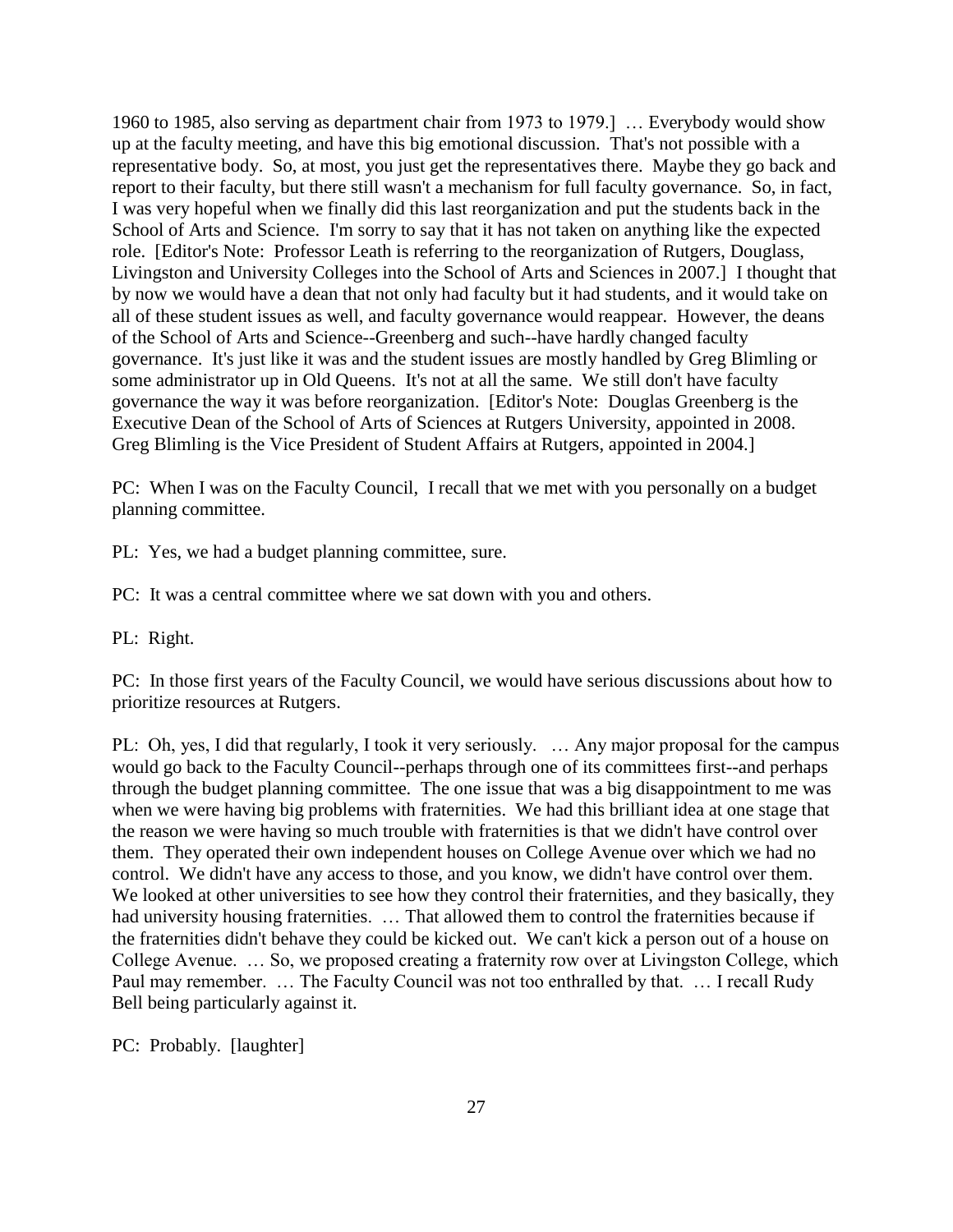1960 to 1985, also serving as department chair from 1973 to 1979.] … Everybody would show up at the faculty meeting, and have this big emotional discussion. That's not possible with a representative body. So, at most, you just get the representatives there. Maybe they go back and report to their faculty, but there still just wasn't a mechanism for full faculty governance. So, in fact, I was very hopeful when we finally did this last reorganization and put the students back in the School of Arts and Science. I'm sorry to say that it has not taken on anything like the expected role. [Editor's Note: Professor Leath is referring to the reorganization of Rutgers, Douglass, Livingston and University Colleges into the School of Arts and Sciences in 2007.] I thought that by now we would have a dean that not only had faculty but it had students, and it would take on all of these student issues as well, and faculty governance would reappear. However, the deans of the School of Arts and Science--Greenberg and such--have hardly changed faculty governance. It's just like it was and the student issues are mostly handled by Greg Blimling or some administrator up in Old Queens. It's not at all the same. We still don't have faculty governance the way it was before reorganization. [Editor's Note: Douglas Greenberg is the Executive Dean of the School of Arts of Sciences at Rutgers University, appointed in 2008. Greg Blimling is the Vice President of Student Affairs at Rutgers, appointed in 2004.]

PC: When I was on the Faculty Council, I recall that we met with you personally on a budget planning committee.

PL: Yes, we had a budget planning committee, sure.

PC: It was a central committee where we sat down with you and others.

PL: Right.

PC: In those first years of the Faculty Council, we would have serious discussions about how to prioritize resources at Rutgers.

PL: Oh, yes, I did that regularly, I took it very seriously. … Any major proposal for the campus would go back to the Faculty Council--perhaps through one of its committees first--and perhaps through the budget planning committee. The one issue that was a big disappointment to me was when we were having big problems with fraternities. We had this brilliant idea at one stage that the reason we were having so much trouble with fraternities is that we didn't have control over them. They operated their own independent houses on College Avenue over which we had no control. We didn't have any access to those, and you know, we didn't have control over them. We looked at other universities to see how they control their fraternities, and they basically, they had university housing fraternities. … That allowed them to control the fraternities because if the fraternities didn't behave they could be kicked out. We can't kick a person out of a house on College Avenue. … So, we proposed creating a fraternity row over at Livingston College, which Paul may remember. … The Faculty Council was not too enthralled by that. … I recall Rudy Bell being particularly against it.

PC: Probably. [laughter]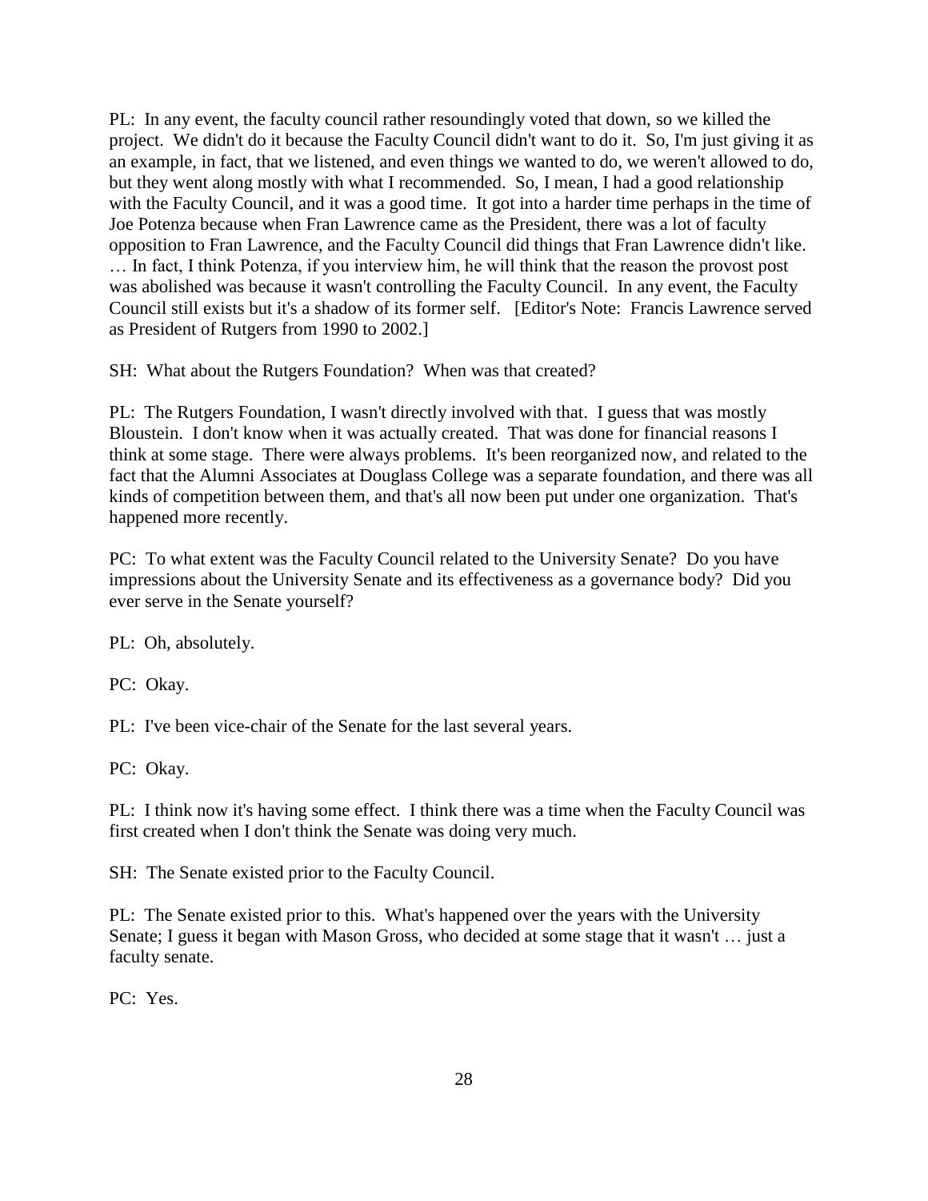PL: In any event, the faculty council rather resoundingly voted that down, so we killed the project. We didn't do it because the Faculty Council didn't want to do it. So, I'm just giving it as an example, in fact, that we listened, and even things we wanted to do, we weren't allowed to do, but they went along mostly with what I recommended. So, I mean, I had a good relationship with the Faculty Council, and it was a good time. It got into a harder time perhaps in the time of Joe Potenza because when Fran Lawrence came as the President, there was a lot of faculty opposition to Fran Lawrence, and the Faculty Council did things that Fran Lawrence didn't like. … In fact, I think Potenza, if you interview him, he will think that the reason the provost post was abolished was because it wasn't controlling the Faculty Council. In any event, the Faculty Council still exists but it's a shadow of its former self. [Editor's Note: Francis Lawrence served as President of Rutgers from 1990 to 2002.]

SH: What about the Rutgers Foundation? When was that created?

PL: The Rutgers Foundation, I wasn't directly involved with that. I guess that was mostly Bloustein. I don't know when it was actually created. That was done for financial reasons I think at some stage. There were always problems. It's been reorganized now, and related to the fact that the Alumni Associates at Douglass College was a separate foundation, and there was all kinds of competition between them, and that's all now been put under one organization. That's happened more recently.

PC: To what extent was the Faculty Council related to the University Senate? Do you have impressions about the University Senate and its effectiveness as a governance body? Did you ever serve in the Senate yourself?

PL: Oh, absolutely.

PC: Okay.

PL: I've been vice-chair of the Senate for the last several years.

PC: Okay.

PL: I think now it's having some effect. I think there was a time when the Faculty Council was first created when I don't think the Senate was doing very much.

SH: The Senate existed prior to the Faculty Council.

PL: The Senate existed prior to this. What's happened over the years with the University Senate; I guess it began with Mason Gross, who decided at some stage that it wasn't … just a faculty senate.

PC: Yes.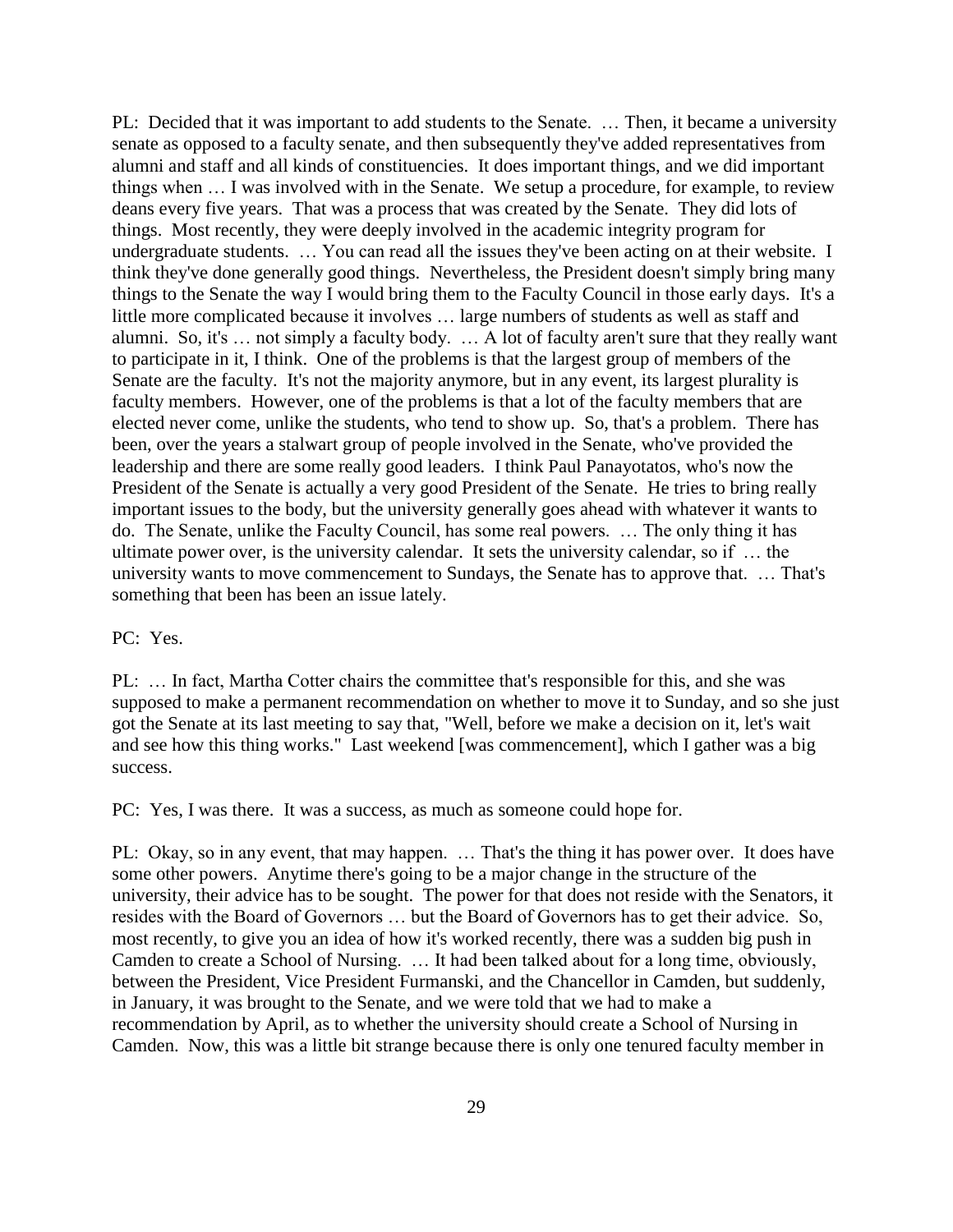PL: Decided that it was important to add students to the Senate. … Then, it became a university senate as opposed to a faculty senate, and then subsequently they've added representatives from alumni and staff and all kinds of constituencies. It does important things, and we did important things when … I was involved with in the Senate. We setup a procedure, for example, to review deans every five years. That was a process that was created by the Senate. They did lots of things. Most recently, they were deeply involved in the academic integrity program for undergraduate students. … You can read all the issues they've been acting on at their website. I think they've done generally good things. Nevertheless, the President doesn't simply bring many things to the Senate the way I would bring them to the Faculty Council in those early days. It's a little more complicated because it involves … large numbers of students as well as staff and alumni. So, it's … not simply a faculty body. … A lot of faculty aren't sure that they really want to participate in it, I think. One of the problems is that the largest group of members of the Senate are the faculty. It's not the majority anymore, but in any event, its largest plurality is faculty members. However, one of the problems is that a lot of the faculty members that are elected never come, unlike the students, who tend to show up. So, that's a problem. There has been, over the years a stalwart group of people involved in the Senate, who've provided the leadership and there are some really good leaders. I think Paul Panayotatos, who's now the President of the Senate is actually a very good President of the Senate. He tries to bring really important issues to the body, but the university generally goes ahead with whatever it wants to do. The Senate, unlike the Faculty Council, has some real powers. … The only thing it has ultimate power over, is the university calendar. It sets the university calendar, so if … the university wants to move commencement to Sundays, the Senate has to approve that. … That's something that been has been an issue lately.

PC: Yes.

PL: … In fact, Martha Cotter chairs the committee that's responsible for this, and she was supposed to make a permanent recommendation on whether to move it to Sunday, and so she just got the Senate at its last meeting to say that, "Well, before we make a decision on it, let's wait and see how this thing works." Last weekend [was commencement], which I gather was a big success.

PC: Yes, I was there. It was a success, as much as someone could hope for.

PL: Okay, so in any event, that may happen. … That's the thing it has power over. It does have some other powers. Anytime there's going to be a major change in the structure of the university, their advice has to be sought. The power for that does not reside with the Senators, it resides with the Board of Governors … but the Board of Governors has to get their advice. So, most recently, to give you an idea of how it's worked recently, there was a sudden big push in Camden to create a School of Nursing. … It had been talked about for a long time, obviously, between the President, Vice President Furmanski, and the Chancellor in Camden, but suddenly, in January, it was brought to the Senate, and we were told that we had to make a recommendation by April, as to whether the university should create a School of Nursing in Camden. Now, this was a little bit strange because there is only one tenured faculty member in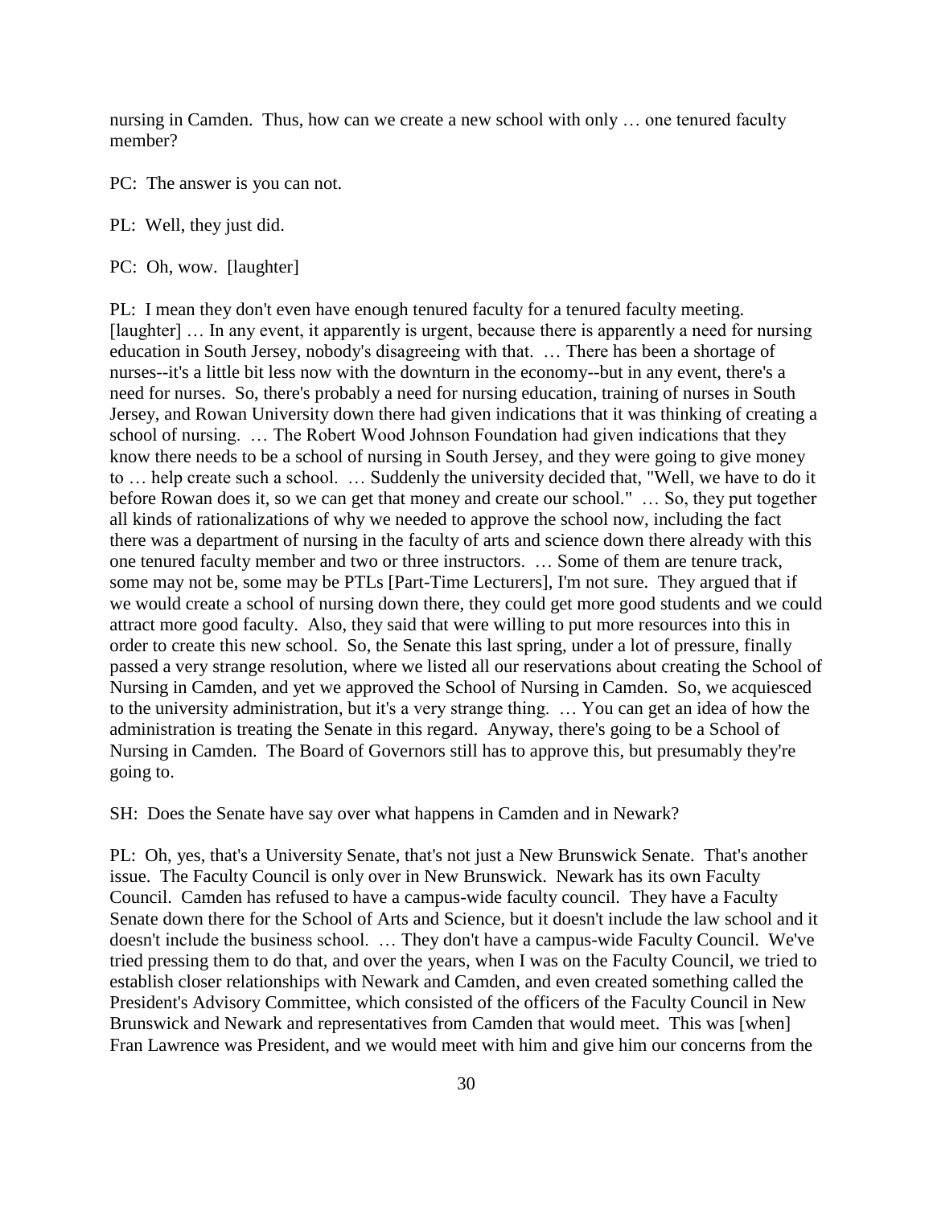nursing in Camden. Thus, how can we create a new school with only … one tenured faculty member?

PC: The answer is you can not.

PL: Well, they just did.

PC: Oh, wow. [laughter]

PL: I mean they don't even have enough tenured faculty for a tenured faculty meeting. [laughter] … In any event, it apparently is urgent, because there is apparently a need for nursing education in South Jersey, nobody's disagreeing with that. … There has been a shortage of nurses--it's a little bit less now with the downturn in the economy--but in any event, there's a need for nurses. So, there's probably a need for nursing education, training of nurses in South Jersey, and Rowan University down there had given indications that it was thinking of creating a school of nursing. … The Robert Wood Johnson Foundation had given indications that they know there needs to be a school of nursing in South Jersey, and they were going to give money to … help create such a school. … Suddenly the university decided that, "Well, we have to do it before Rowan does it, so we can get that money and create our school." … So, they put together all kinds of rationalizations of why we needed to approve the school now, including the fact there was a department of nursing in the faculty of arts and science down there already with this one tenured faculty member and two or three instructors. … Some of them are tenure track, some may not be, some may be PTLs [Part-Time Lecturers], I'm not sure. They argued that if we would create a school of nursing down there, they could get more good students and we could attract more good faculty. Also, they said that were willing to put more resources into this in order to create this new school. So, the Senate this last spring, under a lot of pressure, finally passed a very strange resolution, where we listed all our reservations about creating the School of Nursing in Camden, and yet we approved the School of Nursing in Camden. So, we acquiesced to the university administration, but it's a very strange thing. … You can get an idea of how the administration is treating the Senate in this regard. Anyway, there's going to be a School of Nursing in Camden. The Board of Governors still has to approve this, but presumably they're going to.

SH: Does the Senate have say over what happens in Camden and in Newark?

PL: Oh, yes, that's a University Senate, that's not just a New Brunswick Senate. That's another issue. The Faculty Council is only over in New Brunswick. Newark has its own Faculty Council. Camden has refused to have a campus-wide faculty council. They have a Faculty Senate down there for the School of Arts and Science, but it doesn't include the law school and it doesn't include the business school. … They don't have a campus-wide Faculty Council. We've tried pressing them to do that, and over the years, when I was on the Faculty Council, we tried to establish closer relationships with Newark and Camden, and even created something called the President's Advisory Committee, which consisted of the officers of the Faculty Council in New Brunswick and Newark and representatives from Camden that would meet. This was [when] Fran Lawrence was President, and we would meet with him and give him our concerns from the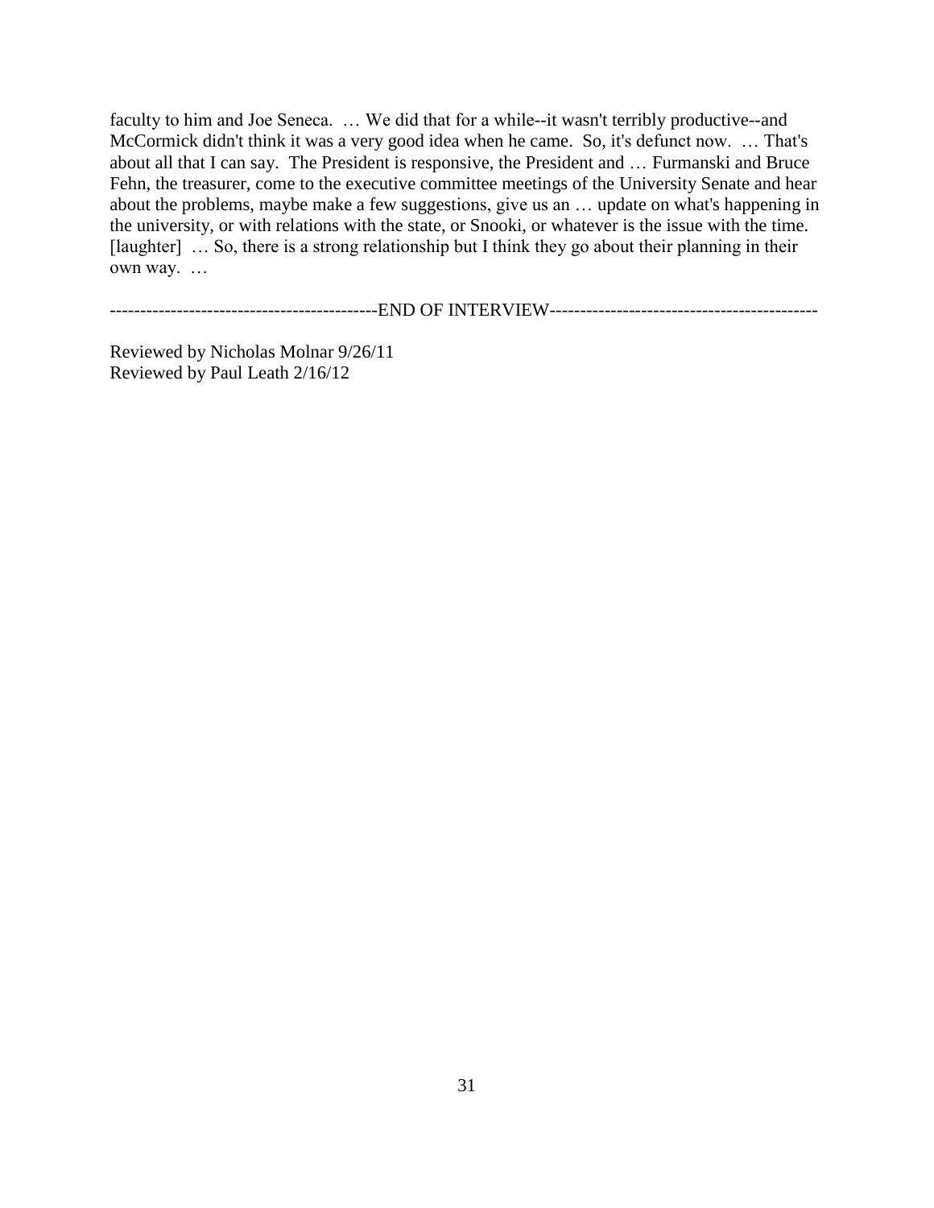faculty to him and Joe Seneca. … We did that for a while--it wasn't terribly productive--and McCormick didn't think it was a very good idea when he came. So, it's defunct now. … That's about all that I can say. The President is responsive, the President and … Furmanski and Bruce Fehn, the treasurer, come to the executive committee meetings of the University Senate and hear about the problems, maybe make a few suggestions, give us an … update on what's happening in the university, or with relations with the state, or Snooki, or whatever is the issue with the time. [laughter] … So, there is a strong relationship but I think they go about their planning in their own way. …

-------------------------------------------END OF INTERVIEW-------------------------------------------

Reviewed by Nicholas Molnar 9/26/11
Reviewed by Paul Leath 2/16/12